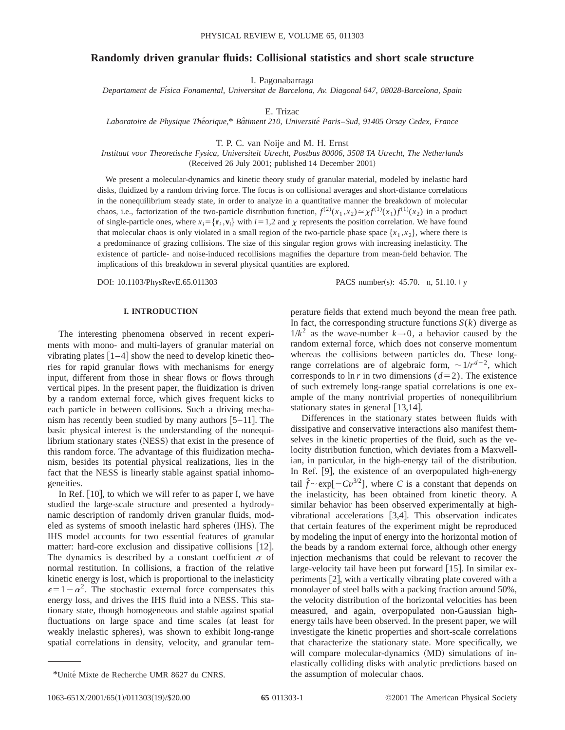# Randomly driven granular fluids: Collisional statistics and short scale structure

I. Pagonabarraga

*Departament de Física Fonamental, Universitat de Barcelona, Av. Diagonal 647, 08028-Barcelona, Spain*

E. Trizac

*Laboratoire de Physique Théorique,\* Bâtiment 210, Université Paris–Sud, 91405 Orsay Cedex, France*

T. P. C. van Noije and M. H. Ernst

*Instituut voor Theoretische Fysica, Universiteit Utrecht, Postbus 80006, 3508 TA Utrecht, The Netherlands*

(Received 26 July 2001; published 14 December 2001)

We present a molecular-dynamics and kinetic theory study of granular material, modeled by inelastic hard disks, fluidized by a random driving force. The focus is on collisional averages and short-distance correlations in the nonequilibrium steady state, in order to analyze in a quantitative manner the breakdown of molecular chaos, i.e., factorization of the two-particle distribution function, $f^{(2)}(x_1,x_2) \simeq \chi f^{(1)}(x_1) f^{(1)}(x_2)$ in a product of single-particle ones, where $x_i = \{\mathbf{r}_i, \mathbf{v}_i\}$ with $i=1,2$ and $\chi$ represents the position correlation. We have found that molecular chaos is only violated in a small region of the two-particle phase space $\{x_1, x_2\}$, where there is a predominance of grazing collisions. The size of this singular region grows with increasing inelasticity. The existence of particle- and noise-induced recollisions magnifies the departure from mean-field behavior. The implications of this breakdown in several physical quantities are explored.

DOI: 10.1103/PhysRevE.65.011303 PACS number(s): 45.70.−n, 51.10.+y

## I. INTRODUCTION

The interesting phenomena observed in recent experiments with mono- and multi-layers of granular material on vibrating plates [1–4] show the need to develop kinetic theories for rapid granular flows with mechanisms for energy input, different from those in shear flows or flows through vertical pipes. In the present paper, the fluidization is driven by a random external force, which gives frequent kicks to each particle in between collisions. Such a driving mechanism has recently been studied by many authors [5–11]. The basic physical interest is the understanding of the nonequilibrium stationary states (NESS) that exist in the presence of this random force. The advantage of this fluidization mechanism, besides its potential physical realizations, lies in the fact that the NESS is linearly stable against spatial inhomogeneities.

In Ref. [10], to which we will refer to as paper I, we have studied the large-scale structure and presented a hydrodynamic description of randomly driven granular fluids, modeled as systems of smooth inelastic hard spheres (IHS). The IHS model accounts for two essential features of granular matter: hard-core exclusion and dissipative collisions [12]. The dynamics is described by a constant coefficient $\alpha$ of normal restitution. In collisions, a fraction of the relative kinetic energy is lost, which is proportional to the inelasticity $\epsilon = 1-\alpha^2$. The stochastic external force compensates this energy loss, and drives the IHS fluid into a NESS. This stationary state, though homogeneous and stable against spatial fluctuations on large space and time scales (at least for weakly inelastic spheres), was shown to exhibit long-range spatial correlations in density, velocity, and granular temperature fields that extend much beyond the mean free path. In fact, the corresponding structure functions $S(k)$ diverge as $1/k^2$ as the wave-number $k \to 0$, a behavior caused by the random external force, which does not conserve momentum whereas the collisions between particles do. These long-range correlations are of algebraic form, $\sim 1/r^{d-2}$, which corresponds to $\ln r$ in two dimensions $(d=2)$. The existence of such extremely long-range spatial correlations is one example of the many nontrivial properties of nonequilibrium stationary states in general [13,14].

Differences in the stationary states between fluids with dissipative and conservative interactions also manifest themselves in the kinetic properties of the fluid, such as the velocity distribution function, which deviates from a Maxwellian, in particular, in the high-energy tail of the distribution. In Ref. [9], the existence of an overpopulated high-energy tail $\hat{f} \sim \exp[-Cv^{3/2}]$, where $C$ is a constant that depends on the inelasticity, has been obtained from kinetic theory. A similar behavior has been observed experimentally at high-vibrational accelerations [3,4]. This observation indicates that certain features of the experiment might be reproduced by modeling the input of energy into the horizontal motion of the beads by a random external force, although other energy injection mechanisms that could be relevant to recover the large-velocity tail have been put forward [15]. In similar experiments [2], with a vertically vibrating plate covered with a monolayer of steel balls with a packing fraction around 50%, the velocity distribution of the horizontal velocities has been measured, and again, overpopulated non-Gaussian high-energy tails have been observed. In the present paper, we will investigate the kinetic properties and short-scale correlations that characterize the stationary state. More specifically, we will compare molecular-dynamics (MD) simulations of inelastically colliding disks with analytic predictions based on the assumption of molecular chaos.

\*Unité Mixte de Recherche UMR 8627 du CNRS.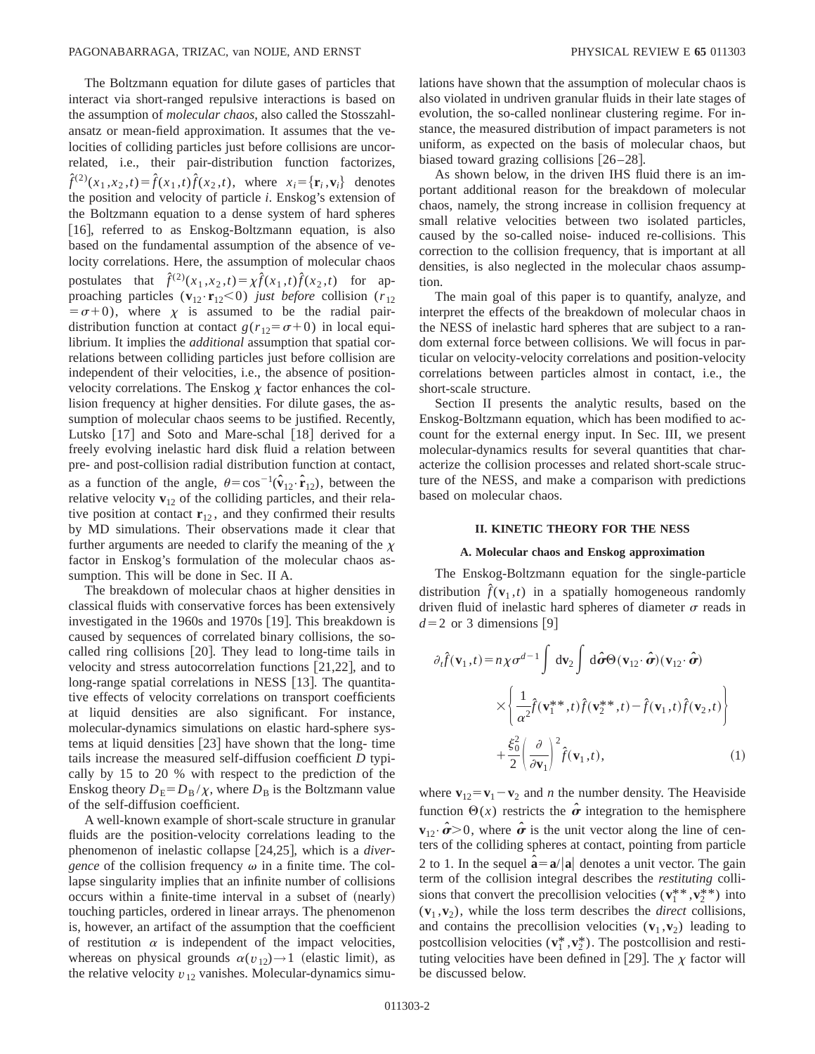The Boltzmann equation for dilute gases of particles that interact via short-ranged repulsive interactions is based on the assumption of *molecular chaos*, also called the Stosszahlansatz or mean-field approximation. It assumes that the velocities of colliding particles just before collisions are uncorrelated, i.e., their pair-distribution function factorizes, $\hat{f}^{(2)}(x_1,x_2,t)=\hat{f}(x_1,t)\hat{f}(x_2,t)$, where $x_i=\{\mathbf{r}_i,\mathbf{v}_i\}$ denotes the position and velocity of particle *i*. Enskog's extension of the Boltzmann equation to a dense system of hard spheres [16], referred to as Enskog-Boltzmann equation, is also based on the fundamental assumption of the absence of velocity correlations. Here, the assumption of molecular chaos postulates that $\hat{f}^{(2)}(x_1,x_2,t)=\chi\hat{f}(x_1,t)\hat{f}(x_2,t)$ for approaching particles ($\mathbf{v}_{12}\cdot\mathbf{r}_{12}<0$) *just before* collision ($r_{12}=\sigma+0$), where $\chi$ is assumed to be the radial pair-distribution function at contact $g(r_{12}=\sigma+0)$ in local equilibrium. It implies the *additional* assumption that spatial correlations between colliding particles just before collision are independent of their velocities, i.e., the absence of position-velocity correlations. The Enskog $\chi$ factor enhances the collision frequency at higher densities. For dilute gases, the assumption of molecular chaos seems to be justified. Recently, Lutsko [17] and Soto and Mare-schal [18] derived for a freely evolving inelastic hard disk fluid a relation between pre- and post-collision radial distribution function at contact, as a function of the angle, $\theta=\cos^{-1}(\hat{\mathbf{v}}_{12}\cdot\hat{\mathbf{r}}_{12})$, between the relative velocity $\mathbf{v}_{12}$ of the colliding particles, and their relative position at contact $\mathbf{r}_{12}$, and they confirmed their results by MD simulations. Their observations made it clear that further arguments are needed to clarify the meaning of the $\chi$ factor in Enskog's formulation of the molecular chaos assumption. This will be done in Sec. II A.

The breakdown of molecular chaos at higher densities in classical fluids with conservative forces has been extensively investigated in the 1960s and 1970s [19]. This breakdown is caused by sequences of correlated binary collisions, the so-called ring collisions [20]. They lead to long-time tails in velocity and stress autocorrelation functions [21,22], and to long-range spatial correlations in NESS [13]. The quantitative effects of velocity correlations on transport coefficients at liquid densities are also significant. For instance, molecular-dynamics simulations on elastic hard-sphere systems at liquid densities [23] have shown that the long- time tails increase the measured self-diffusion coefficient $D$ typically by 15 to 20 % with respect to the prediction of the Enskog theory $D_{\mathrm{E}}=D_{\mathrm{B}}/\chi$, where $D_{\mathrm{B}}$ is the Boltzmann value of the self-diffusion coefficient.

A well-known example of short-scale structure in granular fluids are the position-velocity correlations leading to the phenomenon of inelastic collapse [24,25], which is a *divergence* of the collision frequency $\omega$ in a finite time. The collapse singularity implies that an infinite number of collisions occurs within a finite-time interval in a subset of (nearly) touching particles, ordered in linear arrays. The phenomenon is, however, an artifact of the assumption that the coefficient of restitution $\alpha$ is independent of the impact velocities, whereas on physical grounds $\alpha(v_{12})\to 1$ (elastic limit), as the relative velocity $v_{12}$ vanishes. Molecular-dynamics simulations have shown that the assumption of molecular chaos is also violated in undriven granular fluids in their late stages of evolution, the so-called nonlinear clustering regime. For instance, the measured distribution of impact parameters is not uniform, as expected on the basis of molecular chaos, but biased toward grazing collisions [26–28].

As shown below, in the driven IHS fluid there is an important additional reason for the breakdown of molecular chaos, namely, the strong increase in collision frequency at small relative velocities between two isolated particles, caused by the so-called noise- induced re-collisions. This correction to the collision frequency, that is important at all densities, is also neglected in the molecular chaos assumption.

The main goal of this paper is to quantify, analyze, and interpret the effects of the breakdown of molecular chaos in the NESS of inelastic hard spheres that are subject to a random external force between collisions. We will focus in particular on velocity-velocity correlations and position-velocity correlations between particles almost in contact, i.e., the short-scale structure.

Section II presents the analytic results, based on the Enskog-Boltzmann equation, which has been modified to account for the external energy input. In Sec. III, we present molecular-dynamics results for several quantities that characterize the collision processes and related short-scale structure of the NESS, and make a comparison with predictions based on molecular chaos.

## II. KINETIC THEORY FOR THE NESS

### A. Molecular chaos and Enskog approximation

The Enskog-Boltzmann equation for the single-particle distribution $\hat{f}(\mathbf{v}_1,t)$ in a spatially homogeneous randomly driven fluid of inelastic hard spheres of diameter $\sigma$ reads in $d=2$ or 3 dimensions [9]

$$
\begin{aligned}
\partial_t\hat{f}(\mathbf{v}_1,t)=n\chi\sigma^{d-1}\int \mathrm{d}\mathbf{v}_2\int \mathrm{d}\hat{\boldsymbol{\sigma}}\Theta(\mathbf{v}_{12}\cdot\hat{\boldsymbol{\sigma}})(\mathbf{v}_{12}\cdot\hat{\boldsymbol{\sigma}})\\
\times\left\{\frac{1}{\alpha^2}\hat{f}(\mathbf{v}_1^{**},t)\hat{f}(\mathbf{v}_2^{**},t)-\hat{f}(\mathbf{v}_1,t)\hat{f}(\mathbf{v}_2,t)\right\}\\
+\frac{\xi_0^2}{2}\left(\frac{\partial}{\partial\mathbf{v}_1}\right)^2\hat{f}(\mathbf{v}_1,t),
\end{aligned}
\tag{1}
$$

where $\mathbf{v}_{12}=\mathbf{v}_1-\mathbf{v}_2$ and $n$ the number density. The Heaviside function $\Theta(x)$ restricts the $\hat{\boldsymbol{\sigma}}$ integration to the hemisphere $\mathbf{v}_{12}\cdot\hat{\boldsymbol{\sigma}}>0$, where $\hat{\boldsymbol{\sigma}}$ is the unit vector along the line of centers of the colliding spheres at contact, pointing from particle 2 to 1. In the sequel $\hat{\mathbf{a}}=\mathbf{a}/|\mathbf{a}|$ denotes a unit vector. The gain term of the collision integral describes the *restituting* collisions that convert the precollision velocities $(\mathbf{v}_1^{**},\mathbf{v}_2^{**})$ into $(\mathbf{v}_1,\mathbf{v}_2)$, while the loss term describes the *direct* collisions, and contains the precollision velocities $(\mathbf{v}_1,\mathbf{v}_2)$ leading to postcollision velocities $(\mathbf{v}_1^{*},\mathbf{v}_2^{*})$. The postcollision and restituting velocities have been defined in [29]. The $\chi$ factor will be discussed below.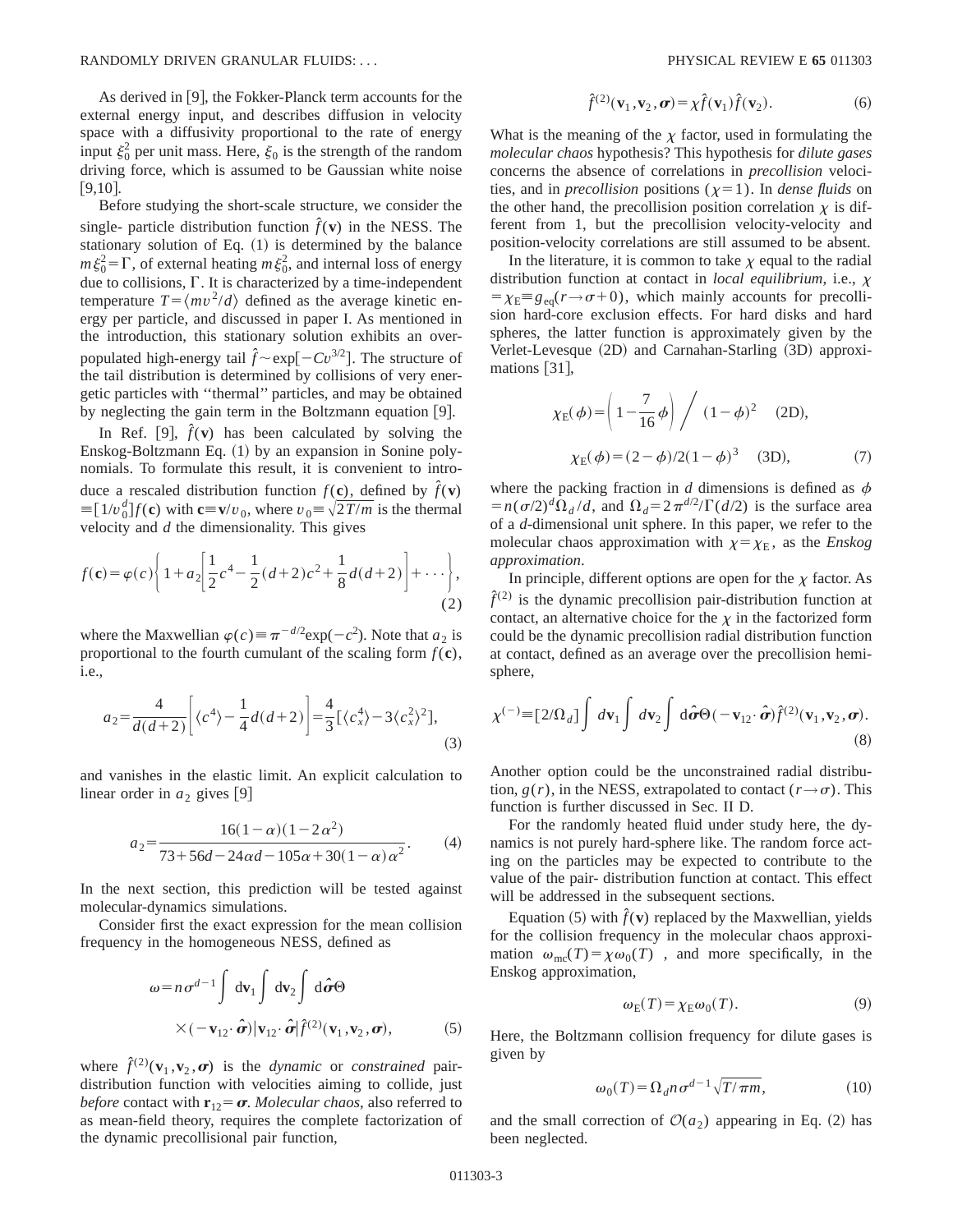As derived in [9], the Fokker-Planck term accounts for the external energy input, and describes diffusion in velocity space with a diffusivity proportional to the rate of energy input $\xi_0^2$ per unit mass. Here, $\xi_0$ is the strength of the random driving force, which is assumed to be Gaussian white noise [9,10].

Before studying the short-scale structure, we consider the single- particle distribution function $\hat{f}(\mathbf{v})$ in the NESS. The stationary solution of Eq. (1) is determined by the balance $m\xi_0^2=\Gamma$, of external heating $m\xi_0^2$, and internal loss of energy due to collisions, $\Gamma$. It is characterized by a time-independent temperature $T=\langle mv^2/d\rangle$ defined as the average kinetic energy per particle, and discussed in paper I. As mentioned in the introduction, this stationary solution exhibits an overpopulated high-energy tail $\hat{f}\sim\exp[-Cv^{3/2}]$. The structure of the tail distribution is determined by collisions of very energetic particles with "thermal" particles, and may be obtained by neglecting the gain term in the Boltzmann equation [9].

In Ref. [9], $\hat{f}(\mathbf{v})$ has been calculated by solving the Enskog-Boltzmann Eq. (1) by an expansion in Sonine polynomials. To formulate this result, it is convenient to introduce a rescaled distribution function $f(\mathbf{c})$, defined by $\hat{f}(\mathbf{v})\equiv[1/v_0^d]f(\mathbf{c})$ with $\mathbf{c}\equiv\mathbf{v}/v_0$, where $v_0\equiv\sqrt{2T/m}$ is the thermal velocity and $d$ the dimensionality. This gives

$$f(\mathbf{c})=\varphi(c)\left\{1+a_2\left[\frac{1}{2}c^4-\frac{1}{2}(d+2)c^2+\frac{1}{8}d(d+2)\right]+\cdots\right\},\tag{2}$$

where the Maxwellian $\varphi(c)\equiv\pi^{-d/2}\exp(-c^2)$. Note that $a_2$ is proportional to the fourth cumulant of the scaling form $f(\mathbf{c})$, i.e.,

$$a_2=\frac{4}{d(d+2)}\left[\langle c^4\rangle-\frac{1}{4}d(d+2)\right]=\frac{4}{3}[\langle c_x^4\rangle-3\langle c_x^2\rangle^2],\tag{3}$$

and vanishes in the elastic limit. An explicit calculation to linear order in $a_2$ gives [9]

$$a_2=\frac{16(1-\alpha)(1-2\alpha^2)}{73+56d-24\alpha d-105\alpha+30(1-\alpha)\alpha^2}.\tag{4}$$

In the next section, this prediction will be tested against molecular-dynamics simulations.

Consider first the exact expression for the mean collision frequency in the homogeneous NESS, defined as

$$\omega=n\sigma^{d-1}\int d\mathbf{v}_1\int d\mathbf{v}_2\int d\hat{\boldsymbol{\sigma}}\Theta\times(-\mathbf{v}_{12}\cdot\hat{\boldsymbol{\sigma}})|\mathbf{v}_{12}\cdot\hat{\boldsymbol{\sigma}}|\hat{f}^{(2)}(\mathbf{v}_1,\mathbf{v}_2,\boldsymbol{\sigma}),\tag{5}$$

where $\hat{f}^{(2)}(\mathbf{v}_1,\mathbf{v}_2,\boldsymbol{\sigma})$ is the *dynamic* or *constrained* pair-distribution function with velocities aiming to collide, just *before* contact with $\mathbf{r}_{12}=\boldsymbol{\sigma}$. *Molecular chaos*, also referred to as mean-field theory, requires the complete factorization of the dynamic precollisional pair function,

$$\hat{f}^{(2)}(\mathbf{v}_1,\mathbf{v}_2,\boldsymbol{\sigma})=\chi\hat{f}(\mathbf{v}_1)\hat{f}(\mathbf{v}_2).\tag{6}$$

What is the meaning of the $\chi$ factor, used in formulating the *molecular chaos* hypothesis? This hypothesis for *dilute gases* concerns the absence of correlations in *precollision* velocities, and in *precollision* positions ($\chi=1$). In *dense fluids* on the other hand, the precollision position correlation $\chi$ is different from 1, but the precollision velocity-velocity and position-velocity correlations are still assumed to be absent.

In the literature, it is common to take $\chi$ equal to the radial distribution function at contact in *local equilibrium*, i.e., $\chi=\chi_{\mathrm{E}}\equiv g_{\mathrm{eq}}(r\to\sigma+0)$, which mainly accounts for precollision hard-core exclusion effects. For hard disks and hard spheres, the latter function is approximately given by the Verlet-Levesque (2D) and Carnahan-Starling (3D) approximations [31],

$$\chi_{\mathrm{E}}(\phi)=\left(1-\frac{7}{16}\phi\right)\bigg/(1-\phi)^2\quad\text{(2D)},$$

$$\chi_{\mathrm{E}}(\phi)=(2-\phi)/2(1-\phi)^3\quad\text{(3D)},\tag{7}$$

where the packing fraction in $d$ dimensions is defined as $\phi=n(\sigma/2)^d\Omega_d/d$, and $\Omega_d=2\pi^{d/2}/\Gamma(d/2)$ is the surface area of a $d$-dimensional unit sphere. In this paper, we refer to the molecular chaos approximation with $\chi=\chi_{\mathrm{E}}$, as the *Enskog approximation*.

In principle, different options are open for the $\chi$ factor. As $\hat{f}^{(2)}$ is the dynamic precollision pair-distribution function at contact, an alternative choice for the $\chi$ in the factorized form could be the dynamic precollision radial distribution function at contact, defined as an average over the precollision hemisphere,

$$\chi^{(-)}\equiv[2/\Omega_d]\int d\mathbf{v}_1\int d\mathbf{v}_2\int d\hat{\boldsymbol{\sigma}}\Theta(-\mathbf{v}_{12}\cdot\hat{\boldsymbol{\sigma}})\hat{f}^{(2)}(\mathbf{v}_1,\mathbf{v}_2,\boldsymbol{\sigma}).\tag{8}$$

Another option could be the unconstrained radial distribution, $g(r)$, in the NESS, extrapolated to contact ($r\to\sigma$). This function is further discussed in Sec. II D.

For the randomly heated fluid under study here, the dynamics is not purely hard-sphere like. The random force acting on the particles may be expected to contribute to the value of the pair- distribution function at contact. This effect will be addressed in the subsequent sections.

Equation (5) with $\hat{f}(\mathbf{v})$ replaced by the Maxwellian, yields for the collision frequency in the molecular chaos approximation $\omega_{\mathrm{mc}}(T)=\chi\omega_0(T)$ , and more specifically, in the Enskog approximation,

$$\omega_{\mathrm{E}}(T)=\chi_{\mathrm{E}}\omega_0(T).\tag{9}$$

Here, the Boltzmann collision frequency for dilute gases is given by

$$\omega_0(T)=\Omega_d n\sigma^{d-1}\sqrt{T/\pi m},\tag{10}$$

and the small correction of $\mathcal{O}(a_2)$ appearing in Eq. (2) has been neglected.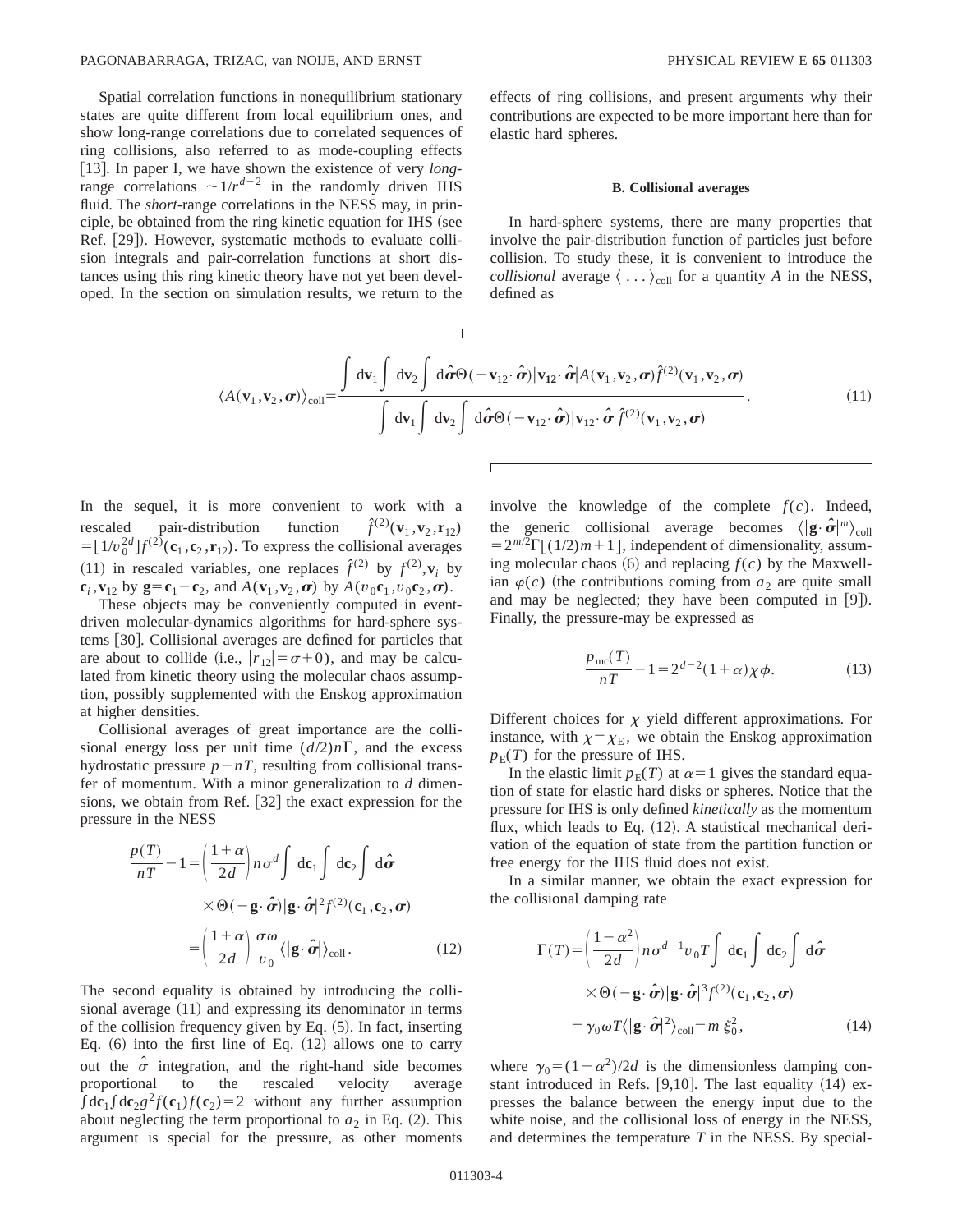Spatial correlation functions in nonequilibrium stationary states are quite different from local equilibrium ones, and show long-range correlations due to correlated sequences of ring collisions, also referred to as mode-coupling effects [13]. In paper I, we have shown the existence of very *long*-range correlations $\sim 1/r^{d-2}$ in the randomly driven IHS fluid. The *short*-range correlations in the NESS may, in principle, be obtained from the ring kinetic equation for IHS (see Ref. [29]). However, systematic methods to evaluate collision integrals and pair-correlation functions at short distances using this ring kinetic theory have not yet been developed. In the section on simulation results, we return to the effects of ring collisions, and present arguments why their contributions are expected to be more important here than for elastic hard spheres.

### B. Collisional averages

In hard-sphere systems, there are many properties that involve the pair-distribution function of particles just before collision. To study these, it is convenient to introduce the *collisional* average $\langle \ldots \rangle_{\rm coll}$ for a quantity $A$ in the NESS, defined as

$$
\langle A(\mathbf{v}_1,\mathbf{v}_2,\boldsymbol{\sigma})\rangle_{\rm coll} = \frac{\int d\mathbf{v}_1 \int d\mathbf{v}_2 \int d\hat{\boldsymbol{\sigma}}\, \Theta(-\mathbf{v}_{12}\cdot\hat{\boldsymbol{\sigma}})|\mathbf{v}_{12}\cdot\hat{\boldsymbol{\sigma}}| A(\mathbf{v}_1,\mathbf{v}_2,\boldsymbol{\sigma}) \hat{f}^{(2)}(\mathbf{v}_1,\mathbf{v}_2,\boldsymbol{\sigma})}{\int d\mathbf{v}_1 \int d\mathbf{v}_2 \int d\hat{\boldsymbol{\sigma}}\, \Theta(-\mathbf{v}_{12}\cdot\hat{\boldsymbol{\sigma}})|\mathbf{v}_{12}\cdot\hat{\boldsymbol{\sigma}}| \hat{f}^{(2)}(\mathbf{v}_1,\mathbf{v}_2,\boldsymbol{\sigma})}. \tag{11}
$$

In the sequel, it is more convenient to work with a rescaled pair-distribution function $\hat{f}^{(2)}(\mathbf{v}_1,\mathbf{v}_2,\mathbf{r}_{12}) = [1/v_0^{2d}] f^{(2)}(\mathbf{c}_1,\mathbf{c}_2,\mathbf{r}_{12})$. To express the collisional averages (11) in rescaled variables, one replaces $\hat{f}^{(2)}$ by $f^{(2)}$, $\mathbf{v}_i$ by $\mathbf{c}_i$, $\mathbf{v}_{12}$ by $\mathbf{g}=\mathbf{c}_1-\mathbf{c}_2$, and $A(\mathbf{v}_1,\mathbf{v}_2,\boldsymbol{\sigma})$ by $A(v_0\mathbf{c}_1, v_0\mathbf{c}_2,\boldsymbol{\sigma})$.

These objects may be conveniently computed in event-driven molecular-dynamics algorithms for hard-sphere systems [30]. Collisional averages are defined for particles that are about to collide (i.e., $|r_{12}|=\sigma+0$), and may be calculated from kinetic theory using the molecular chaos assumption, possibly supplemented with the Enskog approximation at higher densities.

Collisional averages of great importance are the collisional energy loss per unit time $(d/2)n\Gamma$, and the excess hydrostatic pressure $p-nT$, resulting from collisional transfer of momentum. With a minor generalization to $d$ dimensions, we obtain from Ref. [32] the exact expression for the pressure in the NESS

$$
\begin{aligned}
\frac{p(T)}{nT}-1 &= \left(\frac{1+\alpha}{2d}\right) n\sigma^d \int d\mathbf{c}_1 \int d\mathbf{c}_2 \int d\hat{\boldsymbol{\sigma}} \\
&\quad \times \Theta(-\mathbf{g}\cdot\hat{\boldsymbol{\sigma}})|\mathbf{g}\cdot\hat{\boldsymbol{\sigma}}|^2 f^{(2)}(\mathbf{c}_1,\mathbf{c}_2,\boldsymbol{\sigma}) \\
&= \left(\frac{1+\alpha}{2d}\right)\frac{\sigma\omega}{v_0}\langle|\mathbf{g}\cdot\hat{\boldsymbol{\sigma}}|\rangle_{\rm coll}.
\end{aligned} \tag{12}
$$

The second equality is obtained by introducing the collisional average (11) and expressing its denominator in terms of the collision frequency given by Eq. (5). In fact, inserting Eq. (6) into the first line of Eq. (12) allows one to carry out the $\hat{\sigma}$ integration, and the right-hand side becomes proportional to the rescaled velocity average $\int d\mathbf{c}_1 \int d\mathbf{c}_2 g^2 f(\mathbf{c}_1) f(\mathbf{c}_2) = 2$ without any further assumption about neglecting the term proportional to $a_2$ in Eq. (2). This argument is special for the pressure, as other moments involve the knowledge of the complete $f(c)$. Indeed, the generic collisional average becomes $\langle|\mathbf{g}\cdot\hat{\boldsymbol{\sigma}}|^m\rangle_{\rm coll} = 2^{m/2}\Gamma[(1/2)m+1]$, independent of dimensionality, assuming molecular chaos (6) and replacing $f(c)$ by the Maxwellian $\varphi(c)$ (the contributions coming from $a_2$ are quite small and may be neglected; they have been computed in [9]). Finally, the pressure-may be expressed as

$$
\frac{p_{\rm mc}(T)}{nT}-1 = 2^{d-2}(1+\alpha)\chi\phi. \tag{13}
$$

Different choices for $\chi$ yield different approximations. For instance, with $\chi=\chi_{\rm E}$, we obtain the Enskog approximation $p_{\rm E}(T)$ for the pressure of IHS.

In the elastic limit $p_{\rm E}(T)$ at $\alpha=1$ gives the standard equation of state for elastic hard disks or spheres. Notice that the pressure for IHS is only defined *kinetically* as the momentum flux, which leads to Eq. (12). A statistical mechanical derivation of the equation of state from the partition function or free energy for the IHS fluid does not exist.

In a similar manner, we obtain the exact expression for the collisional damping rate

$$
\begin{aligned}
\Gamma(T) &= \left(\frac{1-\alpha^2}{2d}\right) n\sigma^{d-1} v_0 T \int d\mathbf{c}_1 \int d\mathbf{c}_2 \int d\hat{\boldsymbol{\sigma}} \\
&\quad \times \Theta(-\mathbf{g}\cdot\hat{\boldsymbol{\sigma}})|\mathbf{g}\cdot\hat{\boldsymbol{\sigma}}|^3 f^{(2)}(\mathbf{c}_1,\mathbf{c}_2,\boldsymbol{\sigma}) \\
&= \gamma_0 \omega T \langle|\mathbf{g}\cdot\hat{\boldsymbol{\sigma}}|^2\rangle_{\rm coll} = m\,\xi_0^2,
\end{aligned} \tag{14}
$$

where $\gamma_0=(1-\alpha^2)/2d$ is the dimensionless damping constant introduced in Refs. [9,10]. The last equality (14) expresses the balance between the energy input due to the white noise, and the collisional loss of energy in the NESS, and determines the temperature $T$ in the NESS. By special-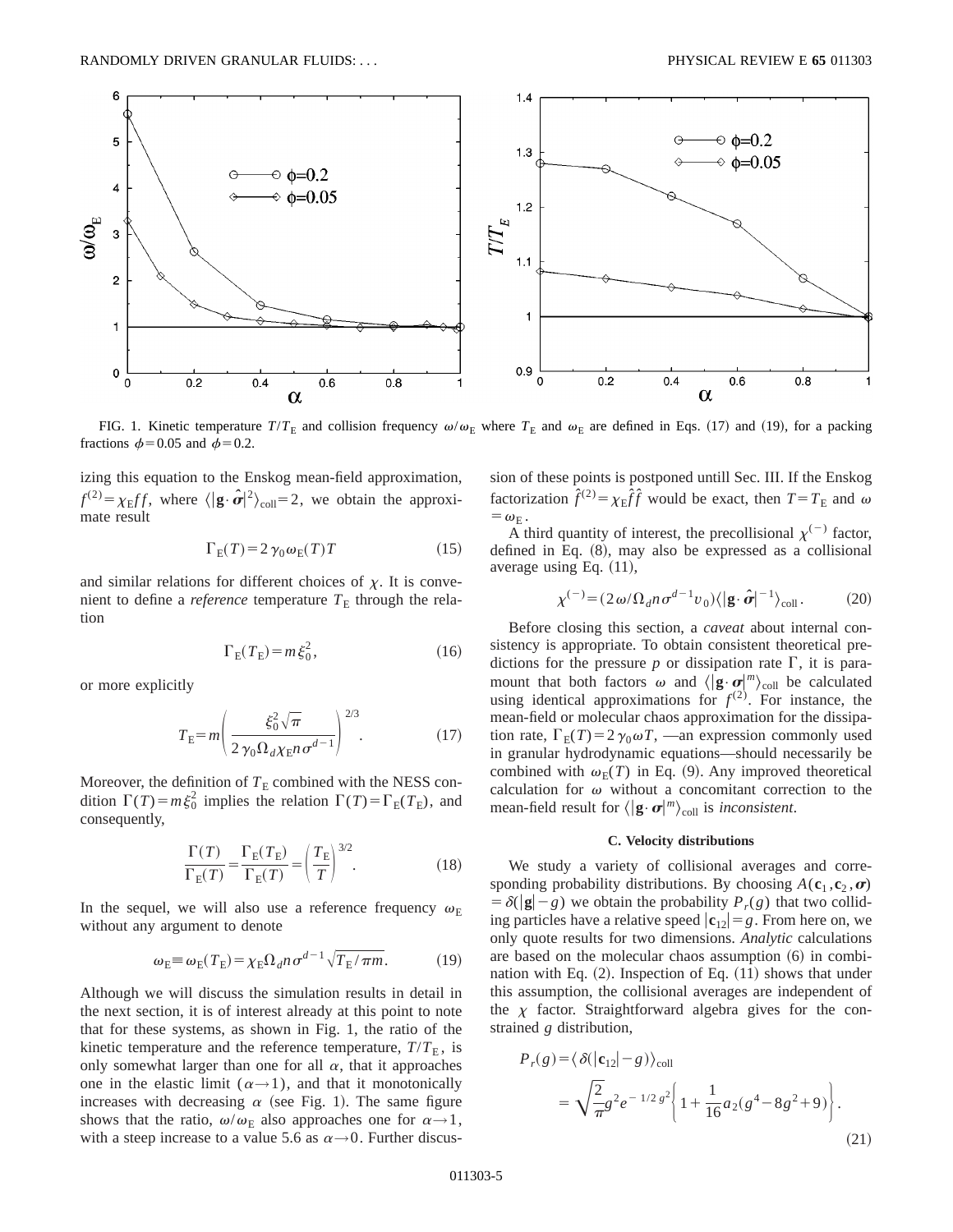6

5

4

3

2

1

0

$\omega/\omega_E$

0 0.2 0.4 0.6 0.8 1

$\alpha$

$\phi$=0.2

$\phi$=0.05

1.4

1.3

1.2

1.1

1

0.9

$T/T_E$

0 0.2 0.4 0.6 0.8 1

$\alpha$

$\phi$=0.2

$\phi$=0.05

FIG. 1. Kinetic temperature $T/T_{\mathrm{E}}$ and collision frequency $\omega/\omega_{\mathrm{E}}$ where $T_{\mathrm{E}}$ and $\omega_{\mathrm{E}}$ are defined in Eqs. (17) and (19), for a packing fractions $\phi=0.05$ and $\phi=0.2$.

izing this equation to the Enskog mean-field approximation, $f^{(2)}=\chi_{\mathrm{E}}ff$, where $\langle|\mathbf{g}\cdot\hat{\boldsymbol{\sigma}}|^{2}\rangle_{\mathrm{coll}}=2$, we obtain the approximate result

$$\Gamma_{\mathrm{E}}(T)=2\gamma_0\omega_{\mathrm{E}}(T)T \tag{15}$$

and similar relations for different choices of $\chi$. It is convenient to define a *reference* temperature $T_{\mathrm{E}}$ through the relation

$$\Gamma_{\mathrm{E}}(T_{\mathrm{E}})=m\xi_0^2, \tag{16}$$

or more explicitly

$$T_{\mathrm{E}}=m\left(\frac{\xi_0^2\sqrt{\pi}}{2\gamma_0\Omega_d\chi_{\mathrm{E}}n\sigma^{d-1}}\right)^{2/3}. \tag{17}$$

Moreover, the definition of $T_{\mathrm{E}}$ combined with the NESS condition $\Gamma(T)=m\xi_0^2$ implies the relation $\Gamma(T)=\Gamma_{\mathrm{E}}(T_{\mathrm{E}})$, and consequently,

$$\frac{\Gamma(T)}{\Gamma_{\mathrm{E}}(T)}=\frac{\Gamma_{\mathrm{E}}(T_{\mathrm{E}})}{\Gamma_{\mathrm{E}}(T)}=\left(\frac{T_{\mathrm{E}}}{T}\right)^{3/2}. \tag{18}$$

In the sequel, we will also use a reference frequency $\omega_{\mathrm{E}}$ without any argument to denote

$$\omega_{\mathrm{E}}\equiv\omega_{\mathrm{E}}(T_{\mathrm{E}})=\chi_{\mathrm{E}}\Omega_d n\sigma^{d-1}\sqrt{T_{\mathrm{E}}/\pi m}. \tag{19}$$

Although we will discuss the simulation results in detail in the next section, it is of interest already at this point to note that for these systems, as shown in Fig. 1, the ratio of the kinetic temperature and the reference temperature, $T/T_{\mathrm{E}}$, is only somewhat larger than one for all $\alpha$, that it approaches one in the elastic limit ($\alpha\to1$), and that it monotonically increases with decreasing $\alpha$ (see Fig. 1). The same figure shows that the ratio, $\omega/\omega_{\mathrm{E}}$ also approaches one for $\alpha\to1$, with a steep increase to a value 5.6 as $\alpha\to0$. Further discussion of these points is postponed untill Sec. III. If the Enskog factorization $\hat{f}^{(2)}=\chi_{\mathrm{E}}\hat{f}\hat{f}$ would be exact, then $T=T_{\mathrm{E}}$ and $\omega=\omega_{\mathrm{E}}$.

A third quantity of interest, the precollisional $\chi^{(-)}$ factor, defined in Eq. (8), may also be expressed as a collisional average using Eq. (11),

$$\chi^{(-)}=(2\omega/\Omega_d n\sigma^{d-1}v_0)\langle|\mathbf{g}\cdot\hat{\boldsymbol{\sigma}}|^{-1}\rangle_{\mathrm{coll}}. \tag{20}$$

Before closing this section, a *caveat* about internal consistency is appropriate. To obtain consistent theoretical predictions for the pressure $p$ or dissipation rate $\Gamma$, it is paramount that both factors $\omega$ and $\langle|\mathbf{g}\cdot\boldsymbol{\sigma}|^{m}\rangle_{\mathrm{coll}}$ be calculated using identical approximations for $f^{(2)}$. For instance, the mean-field or molecular chaos approximation for the dissipation rate, $\Gamma_{\mathrm{E}}(T)=2\gamma_0\omega T$, —an expression commonly used in granular hydrodynamic equations—should necessarily be combined with $\omega_{\mathrm{E}}(T)$ in Eq. (9). Any improved theoretical calculation for $\omega$ without a concomitant correction to the mean-field result for $\langle|\mathbf{g}\cdot\boldsymbol{\sigma}|^{m}\rangle_{\mathrm{coll}}$ is *inconsistent*.

### C. Velocity distributions

We study a variety of collisional averages and corresponding probability distributions. By choosing $A(\mathbf{c}_1,\mathbf{c}_2,\boldsymbol{\sigma})=\delta(|\mathbf{g}|-g)$ we obtain the probability $P_r(g)$ that two colliding particles have a relative speed $|\mathbf{c}_{12}|=g$. From here on, we only quote results for two dimensions. *Analytic* calculations are based on the molecular chaos assumption (6) in combination with Eq. (2). Inspection of Eq. (11) shows that under this assumption, the collisional averages are independent of the $\chi$ factor. Straightforward algebra gives for the constrained $g$ distribution,

$$\begin{aligned}P_r(g)&=\langle\delta(|\mathbf{c}_{12}|-g)\rangle_{\mathrm{coll}}\\&=\sqrt{\frac{2}{\pi}}g^2e^{-1/2\,g^2}\left\{1+\frac{1}{16}a_2(g^4-8g^2+9)\right\}.\end{aligned} \tag{21}$$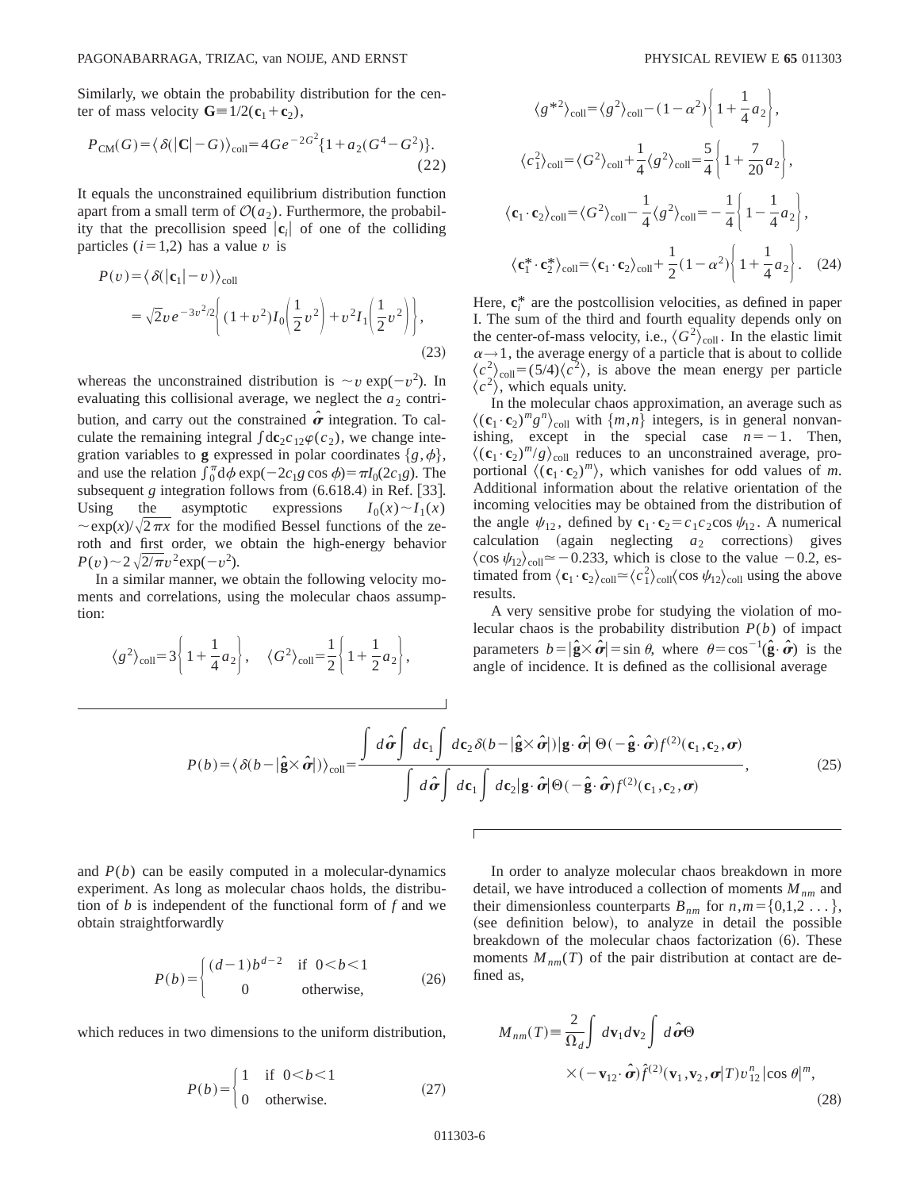Similarly, we obtain the probability distribution for the center of mass velocity $\mathbf{G} \equiv 1/2(\mathbf{c}_1 + \mathbf{c}_2)$,

$$P_{\rm CM}(G) = \langle \delta(|\mathbf{C}| - G) \rangle_{\rm coll} = 4Ge^{-2G^2}\{1 + a_2(G^4 - G^2)\}. \tag{22}$$

It equals the unconstrained equilibrium distribution function apart from a small term of $\mathcal{O}(a_2)$. Furthermore, the probability that the precollision speed $|\mathbf{c}_i|$ of one of the colliding particles $(i=1,2)$ has a value $v$ is

$$\begin{aligned} P(v) &= \langle \delta(|\mathbf{c}_1| - v) \rangle_{\rm coll} \\ &= \sqrt{2} v e^{-3v^2/2} \left\{ (1+v^2) I_0\left(\frac{1}{2}v^2\right) + v^2 I_1\left(\frac{1}{2}v^2\right) \right\}, \end{aligned} \tag{23}$$

whereas the unconstrained distribution is $\sim v \exp(-v^2)$. In evaluating this collisional average, we neglect the $a_2$ contribution, and carry out the constrained $\hat{\boldsymbol{\sigma}}$ integration. To calculate the remaining integral $\int d\mathbf{c}_2 c_{12} \varphi(c_2)$, we change integration variables to $\mathbf{g}$ expressed in polar coordinates $\{g, \phi\}$, and use the relation $\int_0^\pi d\phi \exp(-2c_1 g \cos\phi) = \pi I_0(2c_1 g)$. The subsequent $g$ integration follows from (6.618.4) in Ref. [33]. Using the asymptotic expressions $I_0(x) \sim I_1(x) \sim \exp(x)/\sqrt{2\pi x}$ for the modified Bessel functions of the zeroth and first order, we obtain the high-energy behavior $P(v) \sim 2\sqrt{2/\pi} v^2 \exp(-v^2)$.

In a similar manner, we obtain the following velocity moments and correlations, using the molecular chaos assumption:

$$\langle g^2 \rangle_{\rm coll} = 3\left\{1 + \frac{1}{4}a_2\right\}, \quad \langle G^2 \rangle_{\rm coll} = \frac{1}{2}\left\{1 + \frac{1}{2}a_2\right\},$$

$$\langle g^{*2} \rangle_{\rm coll} = \langle g^2 \rangle_{\rm coll} - (1-\alpha^2)\left\{1 + \frac{1}{4}a_2\right\},$$

$$\langle c_1^2 \rangle_{\rm coll} = \langle G^2 \rangle_{\rm coll} + \frac{1}{4}\langle g^2 \rangle_{\rm coll} = \frac{5}{4}\left\{1 + \frac{7}{20}a_2\right\},$$

$$\langle \mathbf{c}_1 \cdot \mathbf{c}_2 \rangle_{\rm coll} = \langle G^2 \rangle_{\rm coll} - \frac{1}{4}\langle g^2 \rangle_{\rm coll} = -\frac{1}{4}\left\{1 - \frac{1}{4}a_2\right\},$$

$$\langle \mathbf{c}_1^* \cdot \mathbf{c}_2^* \rangle_{\rm coll} = \langle \mathbf{c}_1 \cdot \mathbf{c}_2 \rangle_{\rm coll} + \frac{1}{2}(1-\alpha^2)\left\{1 + \frac{1}{4}a_2\right\}. \tag{24}$$

Here, $\mathbf{c}_i^*$ are the postcollision velocities, as defined in paper I. The sum of the third and fourth equality depends only on the center-of-mass velocity, i.e., $\langle G^2 \rangle_{\rm coll}$. In the elastic limit $\alpha \to 1$, the average energy of a particle that is about to collide $\langle c^2 \rangle_{\rm coll} = (5/4)\langle c^2 \rangle$, is above the mean energy per particle $\langle c^2 \rangle$, which equals unity.

In the molecular chaos approximation, an average such as $\langle (\mathbf{c}_1 \cdot \mathbf{c}_2)^m g^n \rangle_{\rm coll}$ with $\{m,n\}$ integers, is in general nonvanishing, except in the special case $n=-1$. Then, $\langle (\mathbf{c}_1 \cdot \mathbf{c}_2)^m / g \rangle_{\rm coll}$ reduces to an unconstrained average, proportional $\langle (\mathbf{c}_1 \cdot \mathbf{c}_2)^m \rangle$, which vanishes for odd values of $m$. Additional information about the relative orientation of the incoming velocities may be obtained from the distribution of the angle $\psi_{12}$, defined by $\mathbf{c}_1 \cdot \mathbf{c}_2 = c_1 c_2 \cos\psi_{12}$. A numerical calculation (again neglecting $a_2$ corrections) gives $\langle \cos\psi_{12} \rangle_{\rm coll} \simeq -0.233$, which is close to the value $-0.2$, estimated from $\langle \mathbf{c}_1 \cdot \mathbf{c}_2 \rangle_{\rm coll} \simeq \langle c_1^2 \rangle_{\rm coll} \langle \cos\psi_{12} \rangle_{\rm coll}$ using the above results.

A very sensitive probe for studying the violation of molecular chaos is the probability distribution $P(b)$ of impact parameters $b = |\hat{\mathbf{g}} \times \hat{\boldsymbol{\sigma}}| = \sin\theta$, where $\theta = \cos^{-1}(\hat{\mathbf{g}} \cdot \hat{\boldsymbol{\sigma}})$ is the angle of incidence. It is defined as the collisional average

$$P(b) = \langle \delta(b - |\hat{\mathbf{g}} \times \hat{\boldsymbol{\sigma}}|) \rangle_{\rm coll} = \frac{\int d\hat{\boldsymbol{\sigma}} \int d\mathbf{c}_1 \int d\mathbf{c}_2 \, \delta(b - |\hat{\mathbf{g}} \times \hat{\boldsymbol{\sigma}}|) |\mathbf{g} \cdot \hat{\boldsymbol{\sigma}}| \, \Theta(-\hat{\mathbf{g}} \cdot \hat{\boldsymbol{\sigma}}) f^{(2)}(\mathbf{c}_1, \mathbf{c}_2, \boldsymbol{\sigma})}{\int d\hat{\boldsymbol{\sigma}} \int d\mathbf{c}_1 \int d\mathbf{c}_2 |\mathbf{g} \cdot \hat{\boldsymbol{\sigma}}| \Theta(-\hat{\mathbf{g}} \cdot \hat{\boldsymbol{\sigma}}) f^{(2)}(\mathbf{c}_1, \mathbf{c}_2, \boldsymbol{\sigma})}, \tag{25}$$

and $P(b)$ can be easily computed in a molecular-dynamics experiment. As long as molecular chaos holds, the distribution of $b$ is independent of the functional form of $f$ and we obtain straightforwardly

$$P(b) = \begin{cases} (d-1)b^{d-2} & \text{if } 0 < b < 1 \\ 0 & \text{otherwise,} \end{cases} \tag{26}$$

which reduces in two dimensions to the uniform distribution,

$$P(b) = \begin{cases} 1 & \text{if } 0 < b < 1 \\ 0 & \text{otherwise.} \end{cases} \tag{27}$$

In order to analyze molecular chaos breakdown in more detail, we have introduced a collection of moments $M_{nm}$ and their dimensionless counterparts $B_{nm}$ for $n,m = \{0,1,2 \ldots\}$, (see definition below), to analyze in detail the possible breakdown of the molecular chaos factorization (6). These moments $M_{nm}(T)$ of the pair distribution at contact are defined as,

$$\begin{aligned} M_{nm}(T) \equiv \frac{2}{\Omega_d} \int d\mathbf{v}_1 d\mathbf{v}_2 \int d\hat{\boldsymbol{\sigma}} \Theta \\ \times (-\mathbf{v}_{12} \cdot \hat{\boldsymbol{\sigma}}) \hat{f}^{(2)}(\mathbf{v}_1, \mathbf{v}_2, \boldsymbol{\sigma} | T) v_{12}^n |\cos\theta|^m, \end{aligned} \tag{28}$$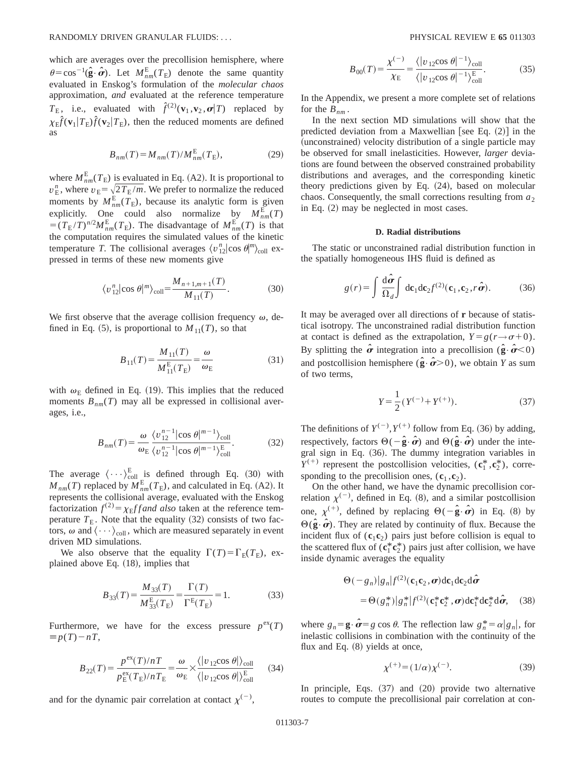which are averages over the precollision hemisphere, where $\theta=\cos^{-1}(\hat{\mathbf{g}}\cdot\hat{\boldsymbol{\sigma}})$. Let $M_{nm}^{\mathrm{E}}(T_{\mathrm{E}})$ denote the same quantity evaluated in Enskog's formulation of the *molecular chaos* approximation, *and* evaluated at the reference temperature $T_{\mathrm{E}}$, i.e., evaluated with $\hat{f}^{(2)}(\mathbf{v}_1,\mathbf{v}_2,\boldsymbol{\sigma}|T)$ replaced by $\chi_{\mathrm{E}}\hat{f}(\mathbf{v}_1|T_{\mathrm{E}})\hat{f}(\mathbf{v}_2|T_{\mathrm{E}})$, then the reduced moments are defined as

$$B_{nm}(T)=M_{nm}(T)/M_{nm}^{\mathrm{E}}(T_{\mathrm{E}}),\tag{29}$$

where $M_{nm}^{\mathrm{E}}(T_{\mathrm{E}})$ is evaluated in Eq. (A2). It is proportional to $v_{\mathrm{E}}^n$, where $v_{\mathrm{E}}=\sqrt{2T_{\mathrm{E}}/m}$. We prefer to normalize the reduced moments by $M_{nm}^{\mathrm{E}}(T_{\mathrm{E}})$, because its analytic form is given explicitly. One could also normalize by $M_{nm}^{\mathrm{E}}(T)=(T_{\mathrm{E}}/T)^{n/2}M_{nm}^{\mathrm{E}}(T_{\mathrm{E}})$. The disadvantage of $M_{nm}^{\mathrm{E}}(T)$ is that the computation requires the simulated values of the kinetic temperature $T$. The collisional averages $\langle v_{12}^n|\cos\theta|^m\rangle_{\mathrm{coll}}$ expressed in terms of these new moments give

$$\langle v_{12}^n|\cos\theta|^m\rangle_{\mathrm{coll}}=\frac{M_{n+1,m+1}(T)}{M_{11}(T)}.\tag{30}$$

We first observe that the average collision frequency $\omega$, defined in Eq. (5), is proportional to $M_{11}(T)$, so that

$$B_{11}(T)=\frac{M_{11}(T)}{M_{11}^{\mathrm{E}}(T_{\mathrm{E}})}=\frac{\omega}{\omega_{\mathrm{E}}}\tag{31}$$

with $\omega_{\mathrm{E}}$ defined in Eq. (19). This implies that the reduced moments $B_{nm}(T)$ may all be expressed in collisional averages, i.e.,

$$B_{nm}(T)=\frac{\omega}{\omega_{\mathrm{E}}}\frac{\langle v_{12}^{n-1}|\cos\theta|^{m-1}\rangle_{\mathrm{coll}}}{\langle v_{12}^{n-1}|\cos\theta|^{m-1}\rangle_{\mathrm{coll}}^{\mathrm{E}}}.\tag{32}$$

The average $\langle\cdots\rangle_{\mathrm{coll}}^{\mathrm{E}}$ is defined through Eq. (30) with $M_{nm}(T)$ replaced by $M_{nm}^{\mathrm{E}}(T_{\mathrm{E}})$, and calculated in Eq. (A2). It represents the collisional average, evaluated with the Enskog factorization $f^{(2)}=\chi_{\mathrm{E}}ff$ *and also* taken at the reference temperature $T_{\mathrm{E}}$. Note that the equality (32) consists of two factors, $\omega$ and $\langle\cdots\rangle_{\mathrm{coll}}$, which are measured separately in event driven MD simulations.

We also observe that the equality $\Gamma(T)=\Gamma_{\mathrm{E}}(T_{\mathrm{E}})$, explained above Eq. (18), implies that

$$B_{33}(T)=\frac{M_{33}(T)}{M_{33}^{\mathrm{E}}(T_{\mathrm{E}})}=\frac{\Gamma(T)}{\Gamma^{\mathrm{E}}(T_{\mathrm{E}})}=1.\tag{33}$$

Furthermore, we have for the excess pressure $p^{\mathrm{ex}}(T)\equiv p(T)-nT$,

$$B_{22}(T)=\frac{p^{\mathrm{ex}}(T)/nT}{p_{\mathrm{E}}^{\mathrm{ex}}(T_{\mathrm{E}})/nT_{\mathrm{E}}}=\frac{\omega}{\omega_{\mathrm{E}}}\times\frac{\langle|v_{12}\cos\theta|\rangle_{\mathrm{coll}}}{\langle|v_{12}\cos\theta|\rangle_{\mathrm{coll}}^{\mathrm{E}}}\tag{34}$$

and for the dynamic pair correlation at contact $\chi^{(-)}$,

$$B_{00}(T)=\frac{\chi^{(-)}}{\chi_{\mathrm{E}}}=\frac{\langle|v_{12}\cos\theta|^{-1}\rangle_{\mathrm{coll}}}{\langle|v_{12}\cos\theta|^{-1}\rangle_{\mathrm{coll}}^{\mathrm{E}}}.\tag{35}$$

In the Appendix, we present a more complete set of relations for the $B_{nm}$.

In the next section MD simulations will show that the predicted deviation from a Maxwellian [see Eq. (2)] in the (unconstrained) velocity distribution of a single particle may be observed for small inelasticities. However, *larger* deviations are found between the observed constrained probability distributions and averages, and the corresponding kinetic theory predictions given by Eq. (24), based on molecular chaos. Consequently, the small corrections resulting from $a_2$ in Eq. (2) may be neglected in most cases.

#### D. Radial distributions

The static or unconstrained radial distribution function in the spatially homogeneous IHS fluid is defined as

$$g(r)=\int\frac{d\hat{\boldsymbol{\sigma}}}{\Omega_d}\int d\mathbf{c}_1 d\mathbf{c}_2 f^{(2)}(\mathbf{c}_1,\mathbf{c}_2,r\hat{\boldsymbol{\sigma}}).\tag{36}$$

It may be averaged over all directions of $\mathbf{r}$ because of statistical isotropy. The unconstrained radial distribution function at contact is defined as the extrapolation, $Y=g(r\to\sigma+0)$. By splitting the $\hat{\boldsymbol{\sigma}}$ integration into a precollision ($\hat{\mathbf{g}}\cdot\hat{\boldsymbol{\sigma}}<0$) and postcollision hemisphere ($\hat{\mathbf{g}}\cdot\hat{\boldsymbol{\sigma}}>0$), we obtain $Y$ as sum of two terms,

$$Y=\frac{1}{2}(Y^{(-)}+Y^{(+)}).\tag{37}$$

The definitions of $Y^{(-)},Y^{(+)}$ follow from Eq. (36) by adding, respectively, factors $\Theta(-\hat{\mathbf{g}}\cdot\hat{\boldsymbol{\sigma}})$ and $\Theta(\hat{\mathbf{g}}\cdot\hat{\boldsymbol{\sigma}})$ under the integral sign in Eq. (36). The dummy integration variables in $Y^{(+)}$ represent the postcollision velocities, $(\mathbf{c}_1^*,\mathbf{c}_2^*)$, corresponding to the precollision ones, $(\mathbf{c}_1,\mathbf{c}_2)$.

On the other hand, we have the dynamic precollision correlation $\chi^{(-)}$, defined in Eq. (8), and a similar postcollision one, $\chi^{(+)}$, defined by replacing $\Theta(-\hat{\mathbf{g}}\cdot\hat{\boldsymbol{\sigma}})$ in Eq. (8) by $\Theta(\hat{\mathbf{g}}\cdot\hat{\boldsymbol{\sigma}})$. They are related by continuity of flux. Because the incident flux of $(\mathbf{c}_1\mathbf{c}_2)$ pairs just before collision is equal to the scattered flux of $(\mathbf{c}_1^*\mathbf{c}_2^*)$ pairs just after collision, we have inside dynamic averages the equality

$$\begin{aligned}\Theta(-g_n)|g_n|f^{(2)}(\mathbf{c}_1\mathbf{c}_2,\boldsymbol{\sigma})d\mathbf{c}_1d\mathbf{c}_2d\hat{\boldsymbol{\sigma}}\\=\Theta(g_n^*)|g_n^*|f^{(2)}(\mathbf{c}_1^*\mathbf{c}_2^*,\boldsymbol{\sigma})d\mathbf{c}_1^*d\mathbf{c}_2^*d\hat{\boldsymbol{\sigma}},\end{aligned}\tag{38}$$

where $g_n=\mathbf{g}\cdot\hat{\boldsymbol{\sigma}}=g\cos\theta$. The reflection law $g_n^*=\alpha|g_n|$, for inelastic collisions in combination with the continuity of the flux and Eq. (8) yields at once,

$$\chi^{(+)}=(1/\alpha)\chi^{(-)}.\tag{39}$$

In principle, Eqs. (37) and (20) provide two alternative routes to compute the precollisional pair correlation at con-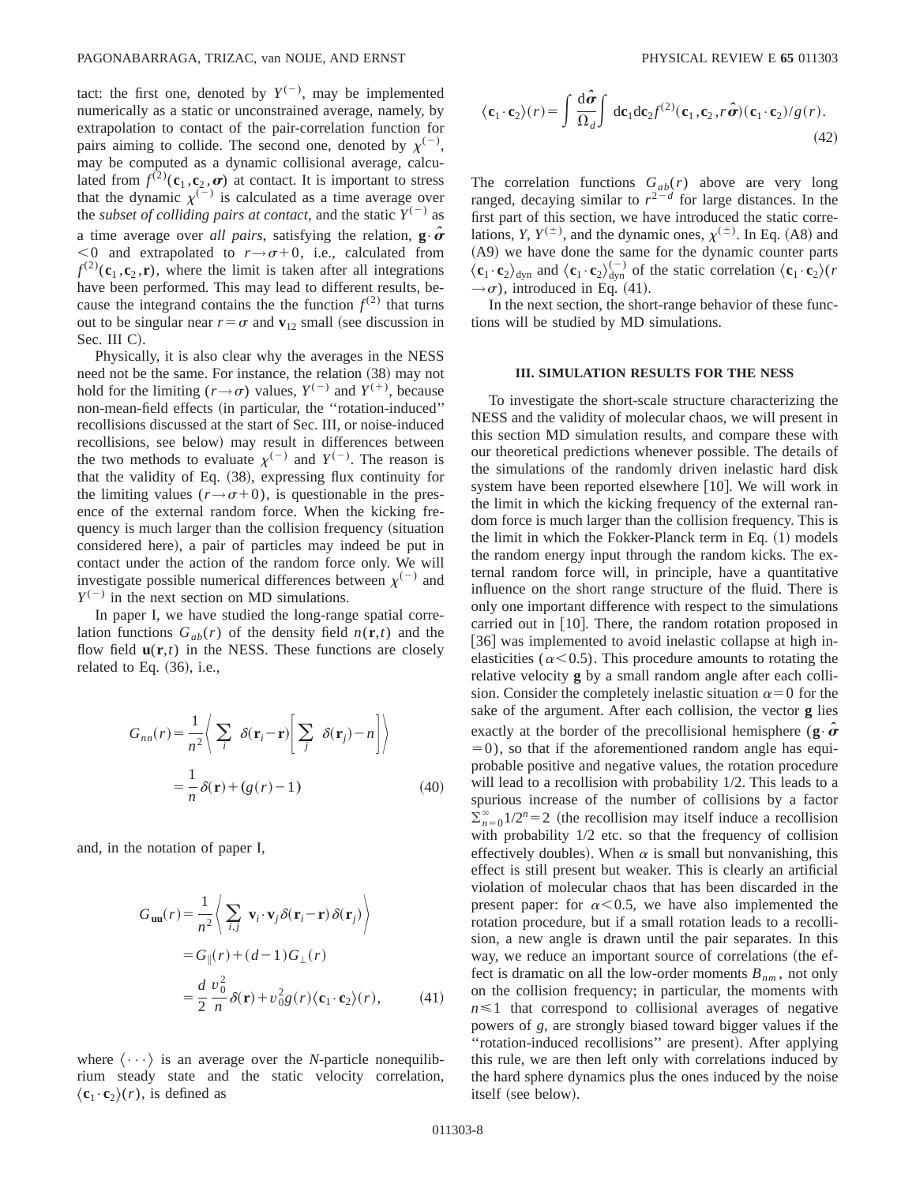tact: the first one, denoted by $Y^{(-)}$, may be implemented numerically as a static or unconstrained average, namely, by extrapolation to contact of the pair-correlation function for pairs aiming to collide. The second one, denoted by $\chi^{(-)}$, may be computed as a dynamic collisional average, calculated from $f^{(2)}(\mathbf{c}_1,\mathbf{c}_2,\boldsymbol{\sigma})$ at contact. It is important to stress that the dynamic $\chi^{(-)}$ is calculated as a time average over the *subset of colliding pairs at contact*, and the static $Y^{(-)}$ as a time average over *all pairs*, satisfying the relation, $\mathbf{g}\cdot\hat{\boldsymbol{\sigma}}<0$ and extrapolated to $r\to\sigma+0$, i.e., calculated from $f^{(2)}(\mathbf{c}_1,\mathbf{c}_2,\mathbf{r})$, where the limit is taken after all integrations have been performed. This may lead to different results, because the integrand contains the the function $f^{(2)}$ that turns out to be singular near $r=\sigma$ and $\mathbf{v}_{12}$ small (see discussion in Sec. III C).

Physically, it is also clear why the averages in the NESS need not be the same. For instance, the relation (38) may not hold for the limiting ($r\to\sigma$) values, $Y^{(-)}$ and $Y^{(+)}$, because non-mean-field effects (in particular, the "rotation-induced" recollisions discussed at the start of Sec. III, or noise-induced recollisions, see below) may result in differences between the two methods to evaluate $\chi^{(-)}$ and $Y^{(-)}$. The reason is that the validity of Eq. (38), expressing flux continuity for the limiting values ($r\to\sigma+0$), is questionable in the presence of the external random force. When the kicking frequency is much larger than the collision frequency (situation considered here), a pair of particles may indeed be put in contact under the action of the random force only. We will investigate possible numerical differences between $\chi^{(-)}$ and $Y^{(-)}$ in the next section on MD simulations.

In paper I, we have studied the long-range spatial correlation functions $G_{ab}(r)$ of the density field $n(\mathbf{r},t)$ and the flow field $\mathbf{u}(\mathbf{r},t)$ in the NESS. These functions are closely related to Eq. (36), i.e.,

$$G_{nn}(r)=\frac{1}{n^2}\left\langle \sum_i \delta(\mathbf{r}_i-\mathbf{r})\left[\sum_j \delta(\mathbf{r}_j)-n\right]\right\rangle$$
$$=\frac{1}{n}\delta(\mathbf{r})+(g(r)-1) \qquad (40)$$

and, in the notation of paper I,

$$G_{\mathbf{uu}}(r)=\frac{1}{n^2}\left\langle \sum_{i,j} \mathbf{v}_i\cdot\mathbf{v}_j\delta(\mathbf{r}_i-\mathbf{r})\delta(\mathbf{r}_j)\right\rangle$$
$$=G_{\parallel}(r)+(d-1)G_{\perp}(r)$$
$$=\frac{d}{2}\frac{v_0^2}{n}\delta(\mathbf{r})+v_0^2 g(r)\langle\mathbf{c}_1\cdot\mathbf{c}_2\rangle(r), \qquad (41)$$

where $\langle\cdots\rangle$ is an average over the $N$-particle nonequilibrium steady state and the static velocity correlation, $\langle\mathbf{c}_1\cdot\mathbf{c}_2\rangle(r)$, is defined as

$$\langle\mathbf{c}_1\cdot\mathbf{c}_2\rangle(r)=\int\frac{d\hat{\boldsymbol{\sigma}}}{\Omega_d}\int d\mathbf{c}_1 d\mathbf{c}_2 f^{(2)}(\mathbf{c}_1,\mathbf{c}_2,r\hat{\boldsymbol{\sigma}})(\mathbf{c}_1\cdot\mathbf{c}_2)/g(r). \qquad (42)$$

The correlation functions $G_{ab}(r)$ above are very long ranged, decaying similar to $r^{2-d}$ for large distances. In the first part of this section, we have introduced the static correlations, $Y$, $Y^{(\pm)}$, and the dynamic ones, $\chi^{(\pm)}$. In Eq. (A8) and (A9) we have done the same for the dynamic counter parts $\langle\mathbf{c}_1\cdot\mathbf{c}_2\rangle_{\text{dyn}}$ and $\langle\mathbf{c}_1\cdot\mathbf{c}_2\rangle_{\text{dyn}}^{(-)}$ of the static correlation $\langle\mathbf{c}_1\cdot\mathbf{c}_2\rangle(r\to\sigma)$, introduced in Eq. (41).

In the next section, the short-range behavior of these functions will be studied by MD simulations.

## III. SIMULATION RESULTS FOR THE NESS

To investigate the short-scale structure characterizing the NESS and the validity of molecular chaos, we will present in this section MD simulation results, and compare these with our theoretical predictions whenever possible. The details of the simulations of the randomly driven inelastic hard disk system have been reported elsewhere [10]. We will work in the limit in which the kicking frequency of the external random force is much larger than the collision frequency. This is the limit in which the Fokker-Planck term in Eq. (1) models the random energy input through the random kicks. The external random force will, in principle, have a quantitative influence on the short range structure of the fluid. There is only one important difference with respect to the simulations carried out in [10]. There, the random rotation proposed in [36] was implemented to avoid inelastic collapse at high inelasticities ($\alpha<0.5$). This procedure amounts to rotating the relative velocity $\mathbf{g}$ by a small random angle after each collision. Consider the completely inelastic situation $\alpha=0$ for the sake of the argument. After each collision, the vector $\mathbf{g}$ lies exactly at the border of the precollisional hemisphere ($\mathbf{g}\cdot\hat{\boldsymbol{\sigma}}=0$), so that if the aforementioned random angle has equiprobable positive and negative values, the rotation procedure will lead to a recollision with probability 1/2. This leads to a spurious increase of the number of collisions by a factor $\Sigma_{n=0}^{\infty}1/2^n=2$ (the recollision may itself induce a recollision with probability 1/2 etc. so that the frequency of collision effectively doubles). When $\alpha$ is small but nonvanishing, this effect is still present but weaker. This is clearly an artificial violation of molecular chaos that has been discarded in the present paper: for $\alpha<0.5$, we have also implemented the rotation procedure, but if a small rotation leads to a recollision, a new angle is drawn until the pair separates. In this way, we reduce an important source of correlations (the effect is dramatic on all the low-order moments $B_{nm}$, not only on the collision frequency; in particular, the moments with $n\leqslant 1$ that correspond to collisional averages of negative powers of $g$, are strongly biased toward bigger values if the "rotation-induced recollisions" are present). After applying this rule, we are then left only with correlations induced by the hard sphere dynamics plus the ones induced by the noise itself (see below).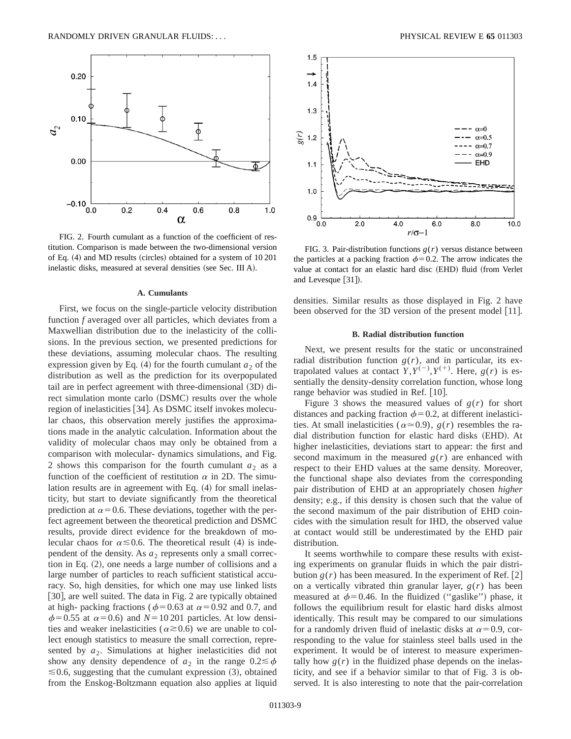0.20
0.10
$a_2$
0.00
−0.10
0.0
0.2
0.4
0.6
0.8
1.0
$\alpha$

FIG. 2. Fourth cumulant as a function of the coefficient of restitution. Comparison is made between the two-dimensional version of Eq. (4) and MD results (circles) obtained for a system of 10 201 inelastic disks, measured at several densities (see Sec. III A).

1.5
1.4
1.3
1.2
1.1
1.0
0.9
$g(r)$
0.0
2.0
4.0
6.0
8.0
10.0
$r/\sigma-1$
$\alpha=0$
$\alpha=0.5$
$\alpha=0.7$
$\alpha=0.9$
EHD

FIG. 3. Pair-distribution functions $g(r)$ versus distance between the particles at a packing fraction $\phi=0.2$. The arrow indicates the value at contact for an elastic hard disc (EHD) fluid (from Verlet and Levesque [31]).

### A. Cumulants

First, we focus on the single-particle velocity distribution function $f$ averaged over all particles, which deviates from a Maxwellian distribution due to the inelasticity of the collisions. In the previous section, we presented predictions for these deviations, assuming molecular chaos. The resulting expression given by Eq. (4) for the fourth cumulant $a_2$ of the distribution as well as the prediction for its overpopulated tail are in perfect agreement with three-dimensional (3D) direct simulation monte carlo (DSMC) results over the whole region of inelasticities [34]. As DSMC itself invokes molecular chaos, this observation merely justifies the approximations made in the analytic calculation. Information about the validity of molecular chaos may only be obtained from a comparison with molecular- dynamics simulations, and Fig. 2 shows this comparison for the fourth cumulant $a_2$ as a function of the coefficient of restitution $\alpha$ in 2D. The simulation results are in agreement with Eq. (4) for small inelasticity, but start to deviate significantly from the theoretical prediction at $\alpha=0.6$. These deviations, together with the perfect agreement between the theoretical prediction and DSMC results, provide direct evidence for the breakdown of molecular chaos for $\alpha\lesssim0.6$. The theoretical result (4) is independent of the density. As $a_2$ represents only a small correction in Eq. (2), one needs a large number of collisions and a large number of particles to reach sufficient statistical accuracy. So, high densities, for which one may use linked lists [30], are well suited. The data in Fig. 2 are typically obtained at high- packing fractions ($\phi=0.63$ at $\alpha=0.92$ and 0.7, and $\phi=0.55$ at $\alpha=0.6$) and $N=10\,201$ particles. At low densities and weaker inelasticities ($\alpha\gtrsim0.6$) we are unable to collect enough statistics to measure the small correction, represented by $a_2$. Simulations at higher inelasticities did not show any density dependence of $a_2$ in the range $0.2\lesssim\phi\lesssim0.6$, suggesting that the cumulant expression (3), obtained from the Enskog-Boltzmann equation also applies at liquid densities. Similar results as those displayed in Fig. 2 have been observed for the 3D version of the present model [11].

### B. Radial distribution function

Next, we present results for the static or unconstrained radial distribution function $g(r)$, and in particular, its extrapolated values at contact $Y, Y^{(-)}, Y^{(+)}$. Here, $g(r)$ is essentially the density-density correlation function, whose long range behavior was studied in Ref. [10].

Figure 3 shows the measured values of $g(r)$ for short distances and packing fraction $\phi=0.2$, at different inelasticities. At small inelasticities ($\alpha\simeq0.9$), $g(r)$ resembles the radial distribution function for elastic hard disks (EHD). At higher inelasticities, deviations start to appear: the first and second maximum in the measured $g(r)$ are enhanced with respect to their EHD values at the same density. Moreover, the functional shape also deviates from the corresponding pair distribution of EHD at an appropriately chosen *higher* density; e.g., if this density is chosen such that the value of the second maximum of the pair distribution of EHD coincides with the simulation result for IHD, the observed value at contact would still be underestimated by the EHD pair distribution.

It seems worthwhile to compare these results with existing experiments on granular fluids in which the pair distribution $g(r)$ has been measured. In the experiment of Ref. [2] on a vertically vibrated thin granular layer, $g(r)$ has been measured at $\phi=0.46$. In the fluidized ("gaslike") phase, it follows the equilibrium result for elastic hard disks almost identically. This result may be compared to our simulations for a randomly driven fluid of inelastic disks at $\alpha=0.9$, corresponding to the value for stainless steel balls used in the experiment. It would be of interest to measure experimentally how $g(r)$ in the fluidized phase depends on the inelasticity, and see if a behavior similar to that of Fig. 3 is observed. It is also interesting to note that the pair-correlation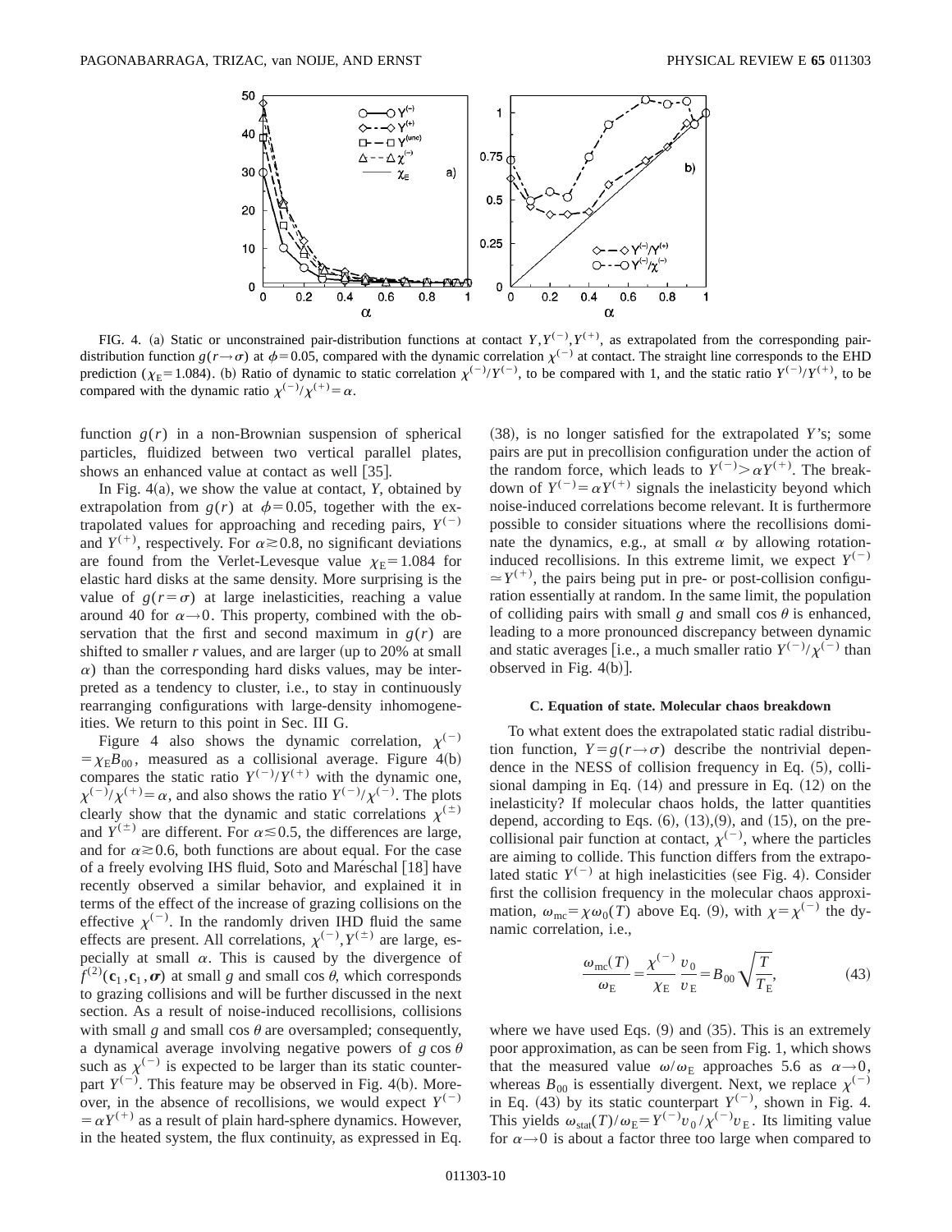(a)

$Y^{(-)}$

$Y^{(+)}$

$Y^{(unc)}$

$\chi^{(-)}$

$\chi_E$

a)

0 0.2 0.4 0.6 0.8 1

0 10 20 30 40 50

$\alpha$

(b)

$Y^{(-)}/Y^{(+)}$

$Y^{(-)}/\chi^{(-)}$

b)

0 0.2 0.4 0.6 0.8 1

0 0.25 0.5 0.75 1

$\alpha$

FIG. 4. (a) Static or unconstrained pair-distribution functions at contact $Y, Y^{(-)}, Y^{(+)}$, as extrapolated from the corresponding pair-distribution function $g(r\to\sigma)$ at $\phi=0.05$, compared with the dynamic correlation $\chi^{(-)}$ at contact. The straight line corresponds to the EHD prediction ($\chi_E=1.084$). (b) Ratio of dynamic to static correlation $\chi^{(-)}/Y^{(-)}$, to be compared with 1, and the static ratio $Y^{(-)}/Y^{(+)}$, to be compared with the dynamic ratio $\chi^{(-)}/\chi^{(+)}=\alpha$.

function $g(r)$ in a non-Brownian suspension of spherical particles, fluidized between two vertical parallel plates, shows an enhanced value at contact as well [35].

In Fig. 4(a), we show the value at contact, $Y$, obtained by extrapolation from $g(r)$ at $\phi=0.05$, together with the extrapolated values for approaching and receding pairs, $Y^{(-)}$ and $Y^{(+)}$, respectively. For $\alpha \gtrsim 0.8$, no significant deviations are found from the Verlet-Levesque value $\chi_E=1.084$ for elastic hard disks at the same density. More surprising is the value of $g(r=\sigma)$ at large inelasticities, reaching a value around 40 for $\alpha\to 0$. This property, combined with the observation that the first and second maximum in $g(r)$ are shifted to smaller $r$ values, and are larger (up to 20% at small $\alpha$) than the corresponding hard disks values, may be interpreted as a tendency to cluster, i.e., to stay in continuously rearranging configurations with large-density inhomogeneities. We return to this point in Sec. III G.

Figure 4 also shows the dynamic correlation, $\chi^{(-)}=\chi_E B_{00}$, measured as a collisional average. Figure 4(b) compares the static ratio $Y^{(-)}/Y^{(+)}$ with the dynamic one, $\chi^{(-)}/\chi^{(+)}=\alpha$, and also shows the ratio $Y^{(-)}/\chi^{(-)}$. The plots clearly show that the dynamic and static correlations $\chi^{(\pm)}$ and $Y^{(\pm)}$ are different. For $\alpha \lesssim 0.5$, the differences are large, and for $\alpha \gtrsim 0.6$, both functions are about equal. For the case of a freely evolving IHS fluid, Soto and Maréschal [18] have recently observed a similar behavior, and explained it in terms of the effect of the increase of grazing collisions on the effective $\chi^{(-)}$. In the randomly driven IHD fluid the same effects are present. All correlations, $\chi^{(-)}, Y^{(\pm)}$ are large, especially at small $\alpha$. This is caused by the divergence of $f^{(2)}(\mathbf{c}_1,\mathbf{c}_1,\boldsymbol{\sigma})$ at small $g$ and small $\cos\theta$, which corresponds to grazing collisions and will be further discussed in the next section. As a result of noise-induced recollisions, collisions with small $g$ and small $\cos\theta$ are oversampled; consequently, a dynamical average involving negative powers of $g\cos\theta$ such as $\chi^{(-)}$ is expected to be larger than its static counterpart $Y^{(-)}$. This feature may be observed in Fig. 4(b). Moreover, in the absence of recollisions, we would expect $Y^{(-)}=\alpha Y^{(+)}$ as a result of plain hard-sphere dynamics. However, in the heated system, the flux continuity, as expressed in Eq. (38), is no longer satisfied for the extrapolated $Y$'s; some pairs are put in precollision configuration under the action of the random force, which leads to $Y^{(-)}>\alpha Y^{(+)}$. The breakdown of $Y^{(-)}=\alpha Y^{(+)}$ signals the inelasticity beyond which noise-induced correlations become relevant. It is furthermore possible to consider situations where the recollisions dominate the dynamics, e.g., at small $\alpha$ by allowing rotation-induced recollisions. In this extreme limit, we expect $Y^{(-)}\simeq Y^{(+)}$, the pairs being put in pre- or post-collision configuration essentially at random. In the same limit, the population of colliding pairs with small $g$ and small $\cos\theta$ is enhanced, leading to a more pronounced discrepancy between dynamic and static averages [i.e., a much smaller ratio $Y^{(-)}/\chi^{(-)}$ than observed in Fig. 4(b)].

### C. Equation of state. Molecular chaos breakdown

To what extent does the extrapolated static radial distribution function, $Y=g(r\to\sigma)$ describe the nontrivial dependence in the NESS of collision frequency in Eq. (5), collisional damping in Eq. (14) and pressure in Eq. (12) on the inelasticity? If molecular chaos holds, the latter quantities depend, according to Eqs. (6), (13),(9), and (15), on the pre-collisional pair function at contact, $\chi^{(-)}$, where the particles are aiming to collide. This function differs from the extrapolated static $Y^{(-)}$ at high inelasticities (see Fig. 4). Consider first the collision frequency in the molecular chaos approximation, $\omega_{mc}=\chi\omega_0(T)$ above Eq. (9), with $\chi=\chi^{(-)}$ the dynamic correlation, i.e.,

$$\frac{\omega_{mc}(T)}{\omega_E}=\frac{\chi^{(-)}}{\chi_E}\frac{v_0}{v_E}=B_{00}\sqrt{\frac{T}{T_E}}, \tag{43}$$

where we have used Eqs. (9) and (35). This is an extremely poor approximation, as can be seen from Fig. 1, which shows that the measured value $\omega/\omega_E$ approaches 5.6 as $\alpha\to 0$, whereas $B_{00}$ is essentially divergent. Next, we replace $\chi^{(-)}$ in Eq. (43) by its static counterpart $Y^{(-)}$, shown in Fig. 4. This yields $\omega_{stat}(T)/\omega_E=Y^{(-)}v_0/\chi^{(-)}v_E$. Its limiting value for $\alpha\to 0$ is about a factor three too large when compared to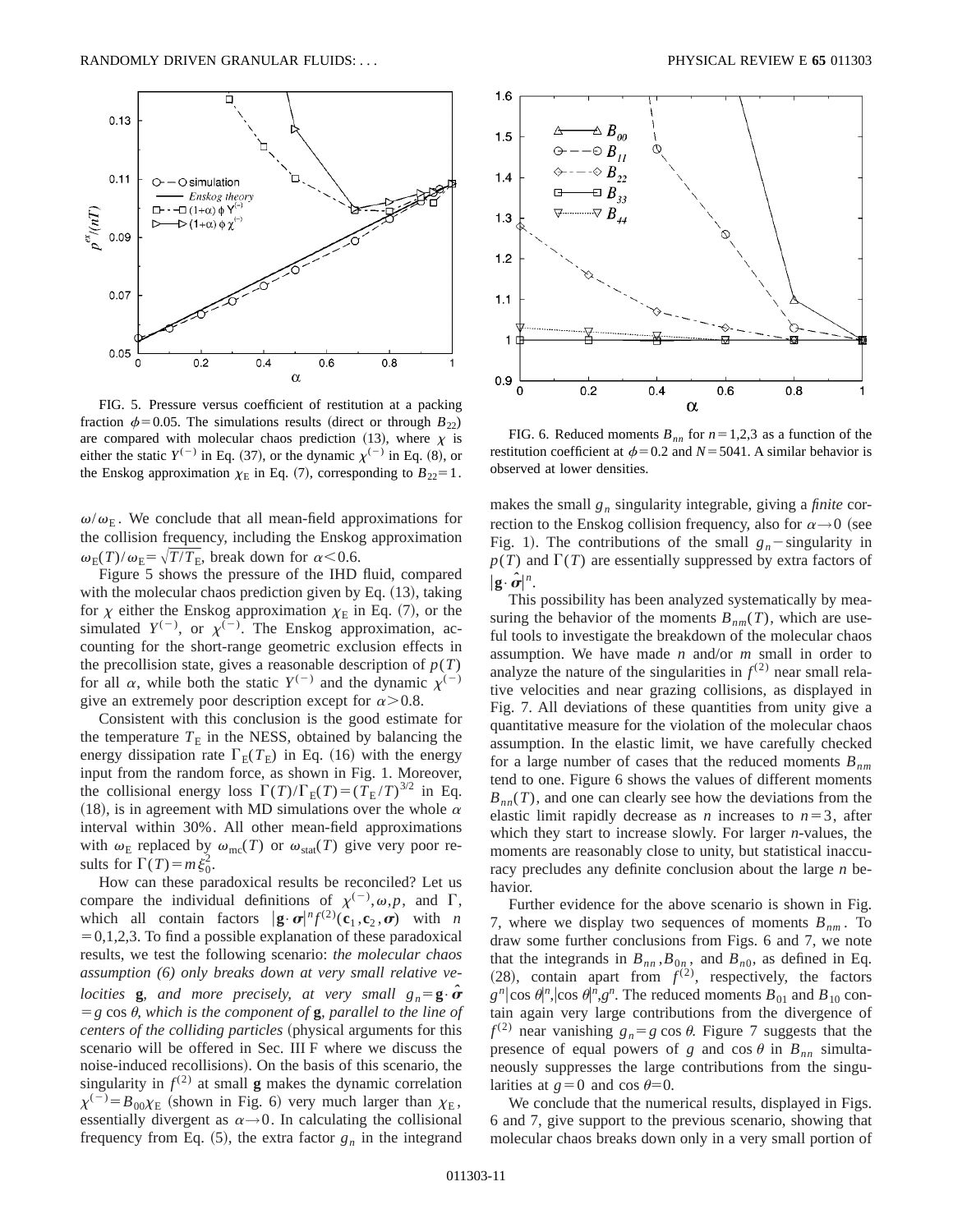0.13

0.11

0.09

0.07

0.05

$p^{ex}/(nT)$

simulation

*Enskog theory*

$(1+\alpha)\,\phi\,Y^{(-)}$

$(1+\alpha)\,\phi\,\chi^{(-)}$

0 0.2 0.4 0.6 0.8 1

$\alpha$

FIG. 5. Pressure versus coefficient of restitution at a packing fraction $\phi=0.05$. The simulations results (direct or through $B_{22}$) are compared with molecular chaos prediction (13), where $\chi$ is either the static $Y^{(-)}$ in Eq. (37), or the dynamic $\chi^{(-)}$ in Eq. (8), or the Enskog approximation $\chi_E$ in Eq. (7), corresponding to $B_{22}=1$.

1.6

1.5

1.4

1.3

1.2

1.1

1

0.9

$B_{00}$

$B_{11}$

$B_{22}$

$B_{33}$

$B_{44}$

0 0.2 0.4 0.6 0.8 1

$\alpha$

FIG. 6. Reduced moments $B_{nn}$ for $n=1,2,3$ as a function of the restitution coefficient at $\phi=0.2$ and $N=5041$. A similar behavior is observed at lower densities.

$\omega/\omega_E$. We conclude that all mean-field approximations for the collision frequency, including the Enskog approximation $\omega_E(T)/\omega_E=\sqrt{T/T_E}$, break down for $\alpha<0.6$.

Figure 5 shows the pressure of the IHD fluid, compared with the molecular chaos prediction given by Eq. (13), taking for $\chi$ either the Enskog approximation $\chi_E$ in Eq. (7), or the simulated $Y^{(-)}$, or $\chi^{(-)}$. The Enskog approximation, accounting for the short-range geometric exclusion effects in the precollision state, gives a reasonable description of $p(T)$ for all $\alpha$, while both the static $Y^{(-)}$ and the dynamic $\chi^{(-)}$ give an extremely poor description except for $\alpha>0.8$.

Consistent with this conclusion is the good estimate for the temperature $T_E$ in the NESS, obtained by balancing the energy dissipation rate $\Gamma_E(T_E)$ in Eq. (16) with the energy input from the random force, as shown in Fig. 1. Moreover, the collisional energy loss $\Gamma(T)/\Gamma_E(T)=(T_E/T)^{3/2}$ in Eq. (18), is in agreement with MD simulations over the whole $\alpha$ interval within 30%. All other mean-field approximations with $\omega_E$ replaced by $\omega_{mc}(T)$ or $\omega_{stat}(T)$ give very poor results for $\Gamma(T)=m\xi_0^2$.

How can these paradoxical results be reconciled? Let us compare the individual definitions of $\chi^{(-)},\omega,p$, and $\Gamma$, which all contain factors $|\mathbf{g}\cdot\boldsymbol{\sigma}|^n f^{(2)}(\mathbf{c}_1,\mathbf{c}_2,\boldsymbol{\sigma})$ with $n=0,1,2,3$. To find a possible explanation of these paradoxical results, we test the following scenario: *the molecular chaos assumption (6) only breaks down at very small relative velocities* **g**, *and more precisely, at very small* $g_n=\mathbf{g}\cdot\hat{\boldsymbol{\sigma}}=g\cos\theta$, *which is the component of* **g**, *parallel to the line of centers of the colliding particles* (physical arguments for this scenario will be offered in Sec. III F where we discuss the noise-induced recollisions). On the basis of this scenario, the singularity in $f^{(2)}$ at small **g** makes the dynamic correlation $\chi^{(-)}=B_{00}\chi_E$ (shown in Fig. 6) very much larger than $\chi_E$, essentially divergent as $\alpha\to 0$. In calculating the collisional frequency from Eq. (5), the extra factor $g_n$ in the integrand makes the small $g_n$ singularity integrable, giving a *finite* correction to the Enskog collision frequency, also for $\alpha\to 0$ (see Fig. 1). The contributions of the small $g_n$−singularity in $p(T)$ and $\Gamma(T)$ are essentially suppressed by extra factors of $|\mathbf{g}\cdot\hat{\boldsymbol{\sigma}}|^n$.

This possibility has been analyzed systematically by measuring the behavior of the moments $B_{nm}(T)$, which are useful tools to investigate the breakdown of the molecular chaos assumption. We have made $n$ and/or $m$ small in order to analyze the nature of the singularities in $f^{(2)}$ near small relative velocities and near grazing collisions, as displayed in Fig. 7. All deviations of these quantities from unity give a quantitative measure for the violation of the molecular chaos assumption. In the elastic limit, we have carefully checked for a large number of cases that the reduced moments $B_{nm}$ tend to one. Figure 6 shows the values of different moments $B_{nn}(T)$, and one can clearly see how the deviations from the elastic limit rapidly decrease as $n$ increases to $n=3$, after which they start to increase slowly. For larger $n$-values, the moments are reasonably close to unity, but statistical inaccuracy precludes any definite conclusion about the large $n$ behavior.

Further evidence for the above scenario is shown in Fig. 7, where we display two sequences of moments $B_{nm}$. To draw some further conclusions from Figs. 6 and 7, we note that the integrands in $B_{nn},B_{0n}$, and $B_{n0}$, as defined in Eq. (28), contain apart from $f^{(2)}$, respectively, the factors $g^n|\cos\theta|^n,|\cos\theta|^n,g^n$. The reduced moments $B_{01}$ and $B_{10}$ contain again very large contributions from the divergence of $f^{(2)}$ near vanishing $g_n=g\cos\theta$. Figure 7 suggests that the presence of equal powers of $g$ and $\cos\theta$ in $B_{nn}$ simultaneously suppresses the large contributions from the singularities at $g=0$ and $\cos\theta=0$.

We conclude that the numerical results, displayed in Figs. 6 and 7, give support to the previous scenario, showing that molecular chaos breaks down only in a very small portion of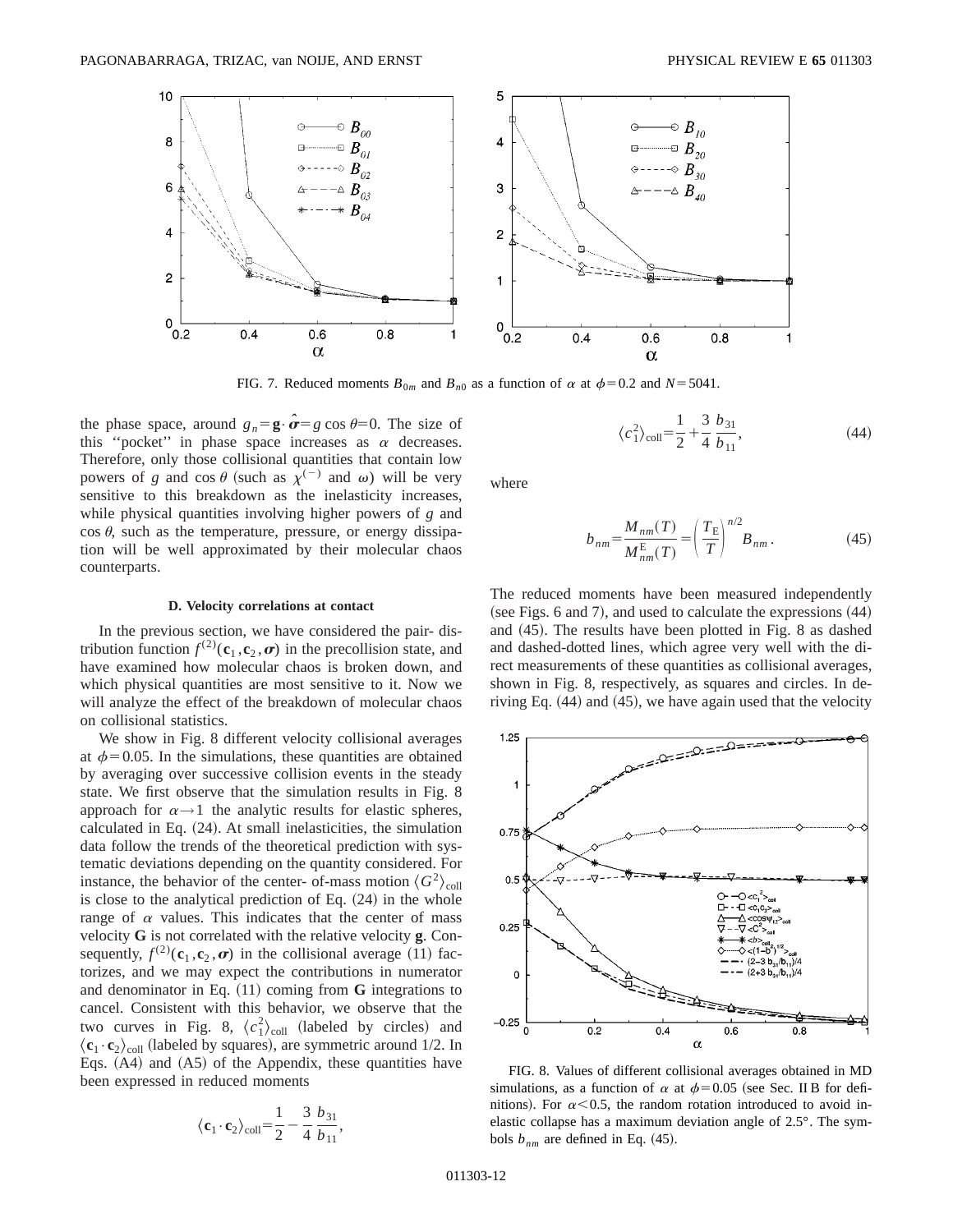10

8

6

4

2

0

0.2 0.4 0.6 0.8 1

α

$B_{00}$
$B_{01}$
$B_{02}$
$B_{03}$
$B_{04}$

5

4

3

2

1

0

0.2 0.4 0.6 0.8 1

α

$B_{10}$
$B_{20}$
$B_{30}$
$B_{40}$

FIG. 7. Reduced moments $B_{0m}$ and $B_{n0}$ as a function of $\alpha$ at $\phi=0.2$ and $N=5041$.

the phase space, around $g_n=\mathbf{g}\cdot\hat{\boldsymbol{\sigma}}=g\cos\theta=0$. The size of this "pocket" in phase space increases as $\alpha$ decreases. Therefore, only those collisional quantities that contain low powers of $g$ and $\cos\theta$ (such as $\chi^{(-)}$ and $\omega$) will be very sensitive to this breakdown as the inelasticity increases, while physical quantities involving higher powers of $g$ and $\cos\theta$, such as the temperature, pressure, or energy dissipation will be well approximated by their molecular chaos counterparts.

### D. Velocity correlations at contact

In the previous section, we have considered the pair- distribution function $f^{(2)}(\mathbf{c}_1,\mathbf{c}_2,\boldsymbol{\sigma})$ in the precollision state, and have examined how molecular chaos is broken down, and which physical quantities are most sensitive to it. Now we will analyze the effect of the breakdown of molecular chaos on collisional statistics.

We show in Fig. 8 different velocity collisional averages at $\phi=0.05$. In the simulations, these quantities are obtained by averaging over successive collision events in the steady state. We first observe that the simulation results in Fig. 8 approach for $\alpha\to 1$ the analytic results for elastic spheres, calculated in Eq. (24). At small inelasticities, the simulation data follow the trends of the theoretical prediction with systematic deviations depending on the quantity considered. For instance, the behavior of the center- of-mass motion $\langle G^2\rangle_{\rm coll}$ is close to the analytical prediction of Eq. (24) in the whole range of $\alpha$ values. This indicates that the center of mass velocity $\mathbf{G}$ is not correlated with the relative velocity $\mathbf{g}$. Consequently, $f^{(2)}(\mathbf{c}_1,\mathbf{c}_2,\boldsymbol{\sigma})$ in the collisional average (11) factorizes, and we may expect the contributions in numerator and denominator in Eq. (11) coming from $\mathbf{G}$ integrations to cancel. Consistent with this behavior, we observe that the two curves in Fig. 8, $\langle c_1^2\rangle_{\rm coll}$ (labeled by circles) and $\langle \mathbf{c}_1\cdot\mathbf{c}_2\rangle_{\rm coll}$ (labeled by squares), are symmetric around 1/2. In Eqs. (A4) and (A5) of the Appendix, these quantities have been expressed in reduced moments

$$\langle \mathbf{c}_1\cdot\mathbf{c}_2\rangle_{\rm coll}=\frac{1}{2}-\frac{3}{4}\frac{b_{31}}{b_{11}},$$

$$\langle c_1^2\rangle_{\rm coll}=\frac{1}{2}+\frac{3}{4}\frac{b_{31}}{b_{11}},\tag{44}$$

where

$$b_{nm}=\frac{M_{nm}(T)}{M_{nm}^{\rm E}(T)}=\left(\frac{T_{\rm E}}{T}\right)^{n/2}B_{nm}.\tag{45}$$

The reduced moments have been measured independently (see Figs. 6 and 7), and used to calculate the expressions (44) and (45). The results have been plotted in Fig. 8 as dashed and dashed-dotted lines, which agree very well with the direct measurements of these quantities as collisional averages, shown in Fig. 8, respectively, as squares and circles. In deriving Eq. (44) and (45), we have again used that the velocity

1.25

1

0.75

0.5

0.25

0

−0.25

0 0.2 0.4 0.6 0.8 1

α

$<c_1^2>_{\rm coll}$
$<c_1c_2>_{\rm coll}$
$<\cos\psi_{12}>_{\rm coll}$
$<C^2>_{\rm coll}$
$<b>_{\rm coll}$
$<(1-b^2)^{1/2}>_{\rm coll}$
$(2-3\,b_{31}/b_{11})/4$
$(2+3\,b_{31}/b_{11})/4$

FIG. 8. Values of different collisional averages obtained in MD simulations, as a function of $\alpha$ at $\phi=0.05$ (see Sec. II B for definitions). For $\alpha<0.5$, the random rotation introduced to avoid inelastic collapse has a maximum deviation angle of 2.5°. The symbols $b_{nm}$ are defined in Eq. (45).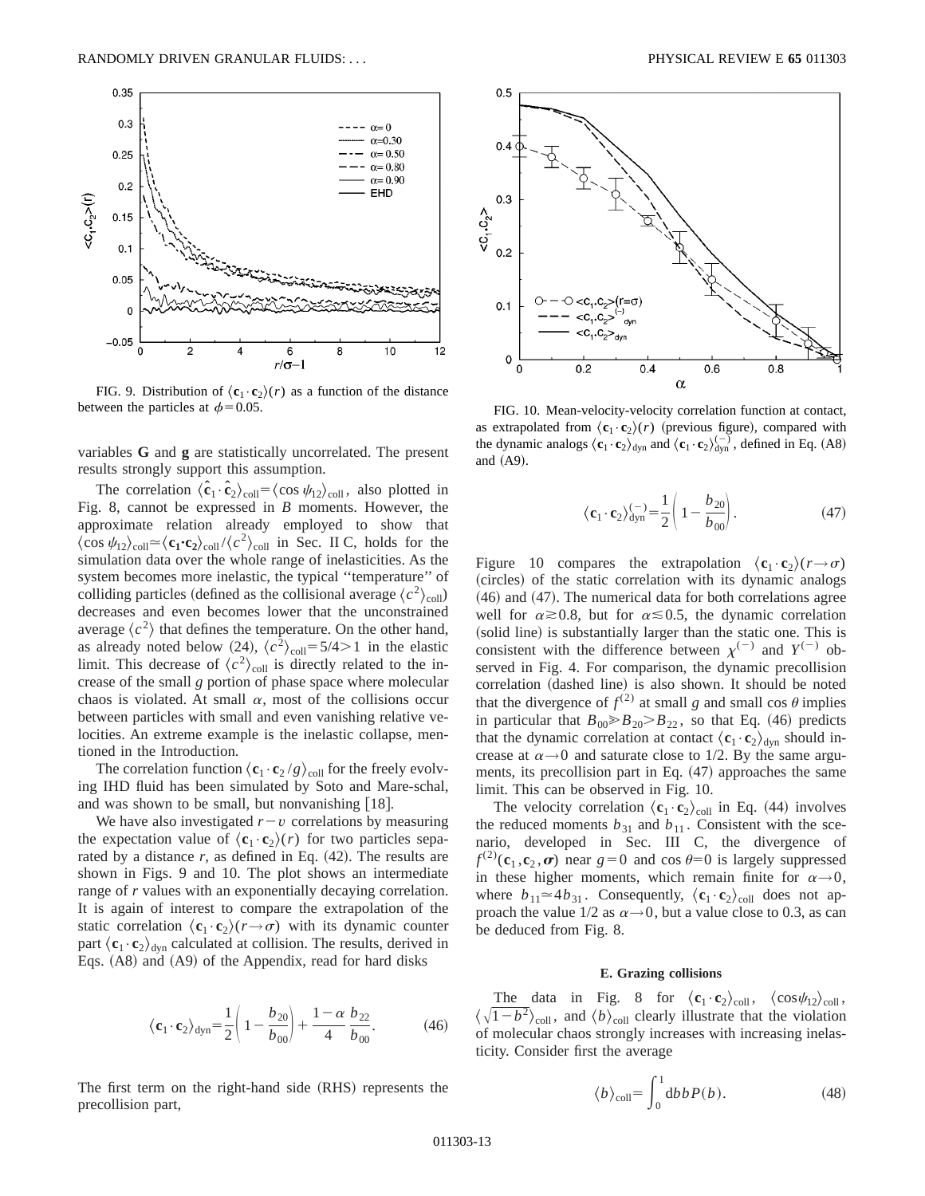FIG. 9. Distribution of $\langle \mathbf{c}_1 \cdot \mathbf{c}_2 \rangle(r)$ as a function of the distance between the particles at $\phi = 0.05$.

variables **G** and **g** are statistically uncorrelated. The present results strongly support this assumption.

The correlation $\langle \hat{\mathbf{c}}_1 \cdot \hat{\mathbf{c}}_2 \rangle_{\rm coll} = \langle \cos \psi_{12} \rangle_{\rm coll}$, also plotted in Fig. 8, cannot be expressed in $B$ moments. However, the approximate relation already employed to show that $\langle \cos \psi_{12} \rangle_{\rm coll} \simeq \langle \mathbf{c}_1 \cdot \mathbf{c}_2 \rangle_{\rm coll} / \langle c^2 \rangle_{\rm coll}$ in Sec. II C, holds for the simulation data over the whole range of inelasticities. As the system becomes more inelastic, the typical "temperature" of colliding particles (defined as the collisional average $\langle c^2 \rangle_{\rm coll}$) decreases and even becomes lower that the unconstrained average $\langle c^2 \rangle$ that defines the temperature. On the other hand, as already noted below (24), $\langle c^2 \rangle_{\rm coll} = 5/4 > 1$ in the elastic limit. This decrease of $\langle c^2 \rangle_{\rm coll}$ is directly related to the increase of the small $g$ portion of phase space where molecular chaos is violated. At small $\alpha$, most of the collisions occur between particles with small and even vanishing relative velocities. An extreme example is the inelastic collapse, mentioned in the Introduction.

The correlation function $\langle \mathbf{c}_1 \cdot \mathbf{c}_2 / g \rangle_{\rm coll}$ for the freely evolving IHD fluid has been simulated by Soto and Mare-schal, and was shown to be small, but nonvanishing [18].

We have also investigated $r - v$ correlations by measuring the expectation value of $\langle \mathbf{c}_1 \cdot \mathbf{c}_2 \rangle(r)$ for two particles separated by a distance $r$, as defined in Eq. (42). The results are shown in Figs. 9 and 10. The plot shows an intermediate range of $r$ values with an exponentially decaying correlation. It is again of interest to compare the extrapolation of the static correlation $\langle \mathbf{c}_1 \cdot \mathbf{c}_2 \rangle(r \to \sigma)$ with its dynamic counter part $\langle \mathbf{c}_1 \cdot \mathbf{c}_2 \rangle_{\rm dyn}$ calculated at collision. The results, derived in Eqs. (A8) and (A9) of the Appendix, read for hard disks

$$\langle \mathbf{c}_1 \cdot \mathbf{c}_2 \rangle_{\rm dyn} = \frac{1}{2}\left(1 - \frac{b_{20}}{b_{00}}\right) + \frac{1-\alpha}{4}\frac{b_{22}}{b_{00}}. \tag{46}$$

The first term on the right-hand side (RHS) represents the precollision part,

FIG. 10. Mean-velocity-velocity correlation function at contact, as extrapolated from $\langle \mathbf{c}_1 \cdot \mathbf{c}_2 \rangle(r)$ (previous figure), compared with the dynamic analogs $\langle \mathbf{c}_1 \cdot \mathbf{c}_2 \rangle_{\rm dyn}$ and $\langle \mathbf{c}_1 \cdot \mathbf{c}_2 \rangle_{\rm dyn}^{(-)}$, defined in Eq. (A8) and (A9).

$$\langle \mathbf{c}_1 \cdot \mathbf{c}_2 \rangle_{\rm dyn}^{(-)} = \frac{1}{2}\left(1 - \frac{b_{20}}{b_{00}}\right). \tag{47}$$

Figure 10 compares the extrapolation $\langle \mathbf{c}_1 \cdot \mathbf{c}_2 \rangle(r \to \sigma)$ (circles) of the static correlation with its dynamic analogs (46) and (47). The numerical data for both correlations agree well for $\alpha \gtrsim 0.8$, but for $\alpha \lesssim 0.5$, the dynamic correlation (solid line) is substantially larger than the static one. This is consistent with the difference between $\chi^{(-)}$ and $Y^{(-)}$ observed in Fig. 4. For comparison, the dynamic precollision correlation (dashed line) is also shown. It should be noted that the divergence of $f^{(2)}$ at small $g$ and small $\cos \theta$ implies in particular that $B_{00} \gg B_{20} > B_{22}$, so that Eq. (46) predicts that the dynamic correlation at contact $\langle \mathbf{c}_1 \cdot \mathbf{c}_2 \rangle_{\rm dyn}$ should increase at $\alpha \to 0$ and saturate close to 1/2. By the same arguments, its precollision part in Eq. (47) approaches the same limit. This can be observed in Fig. 10.

The velocity correlation $\langle \mathbf{c}_1 \cdot \mathbf{c}_2 \rangle_{\rm coll}$ in Eq. (44) involves the reduced moments $b_{31}$ and $b_{11}$. Consistent with the scenario, developed in Sec. III C, the divergence of $f^{(2)}(\mathbf{c}_1, \mathbf{c}_2, \boldsymbol{\sigma})$ near $g = 0$ and $\cos \theta = 0$ is largely suppressed in these higher moments, which remain finite for $\alpha \to 0$, where $b_{11} \simeq 4 b_{31}$. Consequently, $\langle \mathbf{c}_1 \cdot \mathbf{c}_2 \rangle_{\rm coll}$ does not approach the value 1/2 as $\alpha \to 0$, but a value close to 0.3, as can be deduced from Fig. 8.

### E. Grazing collisions

The data in Fig. 8 for $\langle \mathbf{c}_1 \cdot \mathbf{c}_2 \rangle_{\rm coll}$, $\langle \cos \psi_{12} \rangle_{\rm coll}$, $\langle \sqrt{1-b^2} \rangle_{\rm coll}$, and $\langle b \rangle_{\rm coll}$ clearly illustrate that the violation of molecular chaos strongly increases with increasing inelasticity. Consider first the average

$$\langle b \rangle_{\rm coll} = \int_0^1 \mathrm{d}b\, b P(b). \tag{48}$$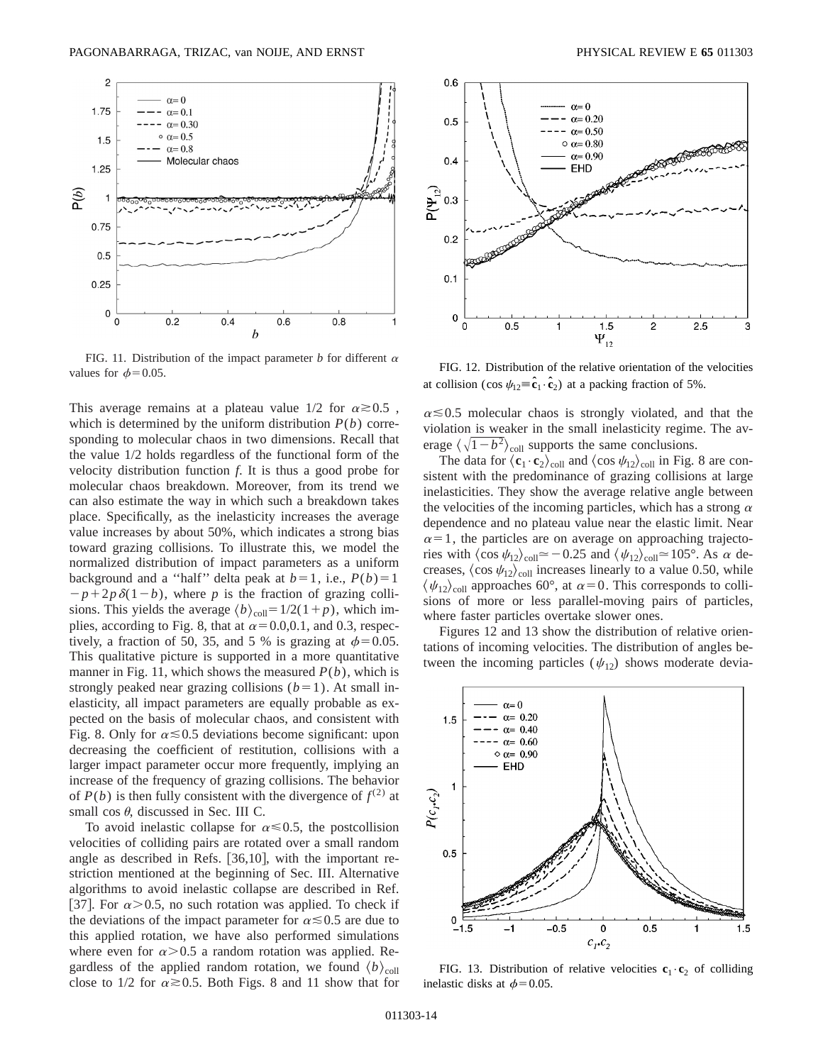2
1.75
1.5
1.25
1
0.75
0.5
0.25
0

$P(b)$

0 0.2 0.4 0.6 0.8 1

$b$

$\alpha=0$
$\alpha=0.1$
$\alpha=0.30$
$\alpha=0.5$
$\alpha=0.8$
Molecular chaos

FIG. 11. Distribution of the impact parameter $b$ for different $\alpha$ values for $\phi=0.05$.

0.6
0.5
0.4
0.3
0.2
0.1
0

$P(\Psi_{12})$

0 0.5 1 1.5 2 2.5 3

$\Psi_{12}$

$\alpha=0$
$\alpha=0.20$
$\alpha=0.50$
$\alpha=0.80$
$\alpha=0.90$
EHD

FIG. 12. Distribution of the relative orientation of the velocities at collision ($\cos\psi_{12}\equiv\hat{\mathbf{c}}_1\cdot\hat{\mathbf{c}}_2$) at a packing fraction of 5%.

This average remains at a plateau value 1/2 for $\alpha\gtrsim 0.5$, which is determined by the uniform distribution $P(b)$ corresponding to molecular chaos in two dimensions. Recall that the value 1/2 holds regardless of the functional form of the velocity distribution function $f$. It is thus a good probe for molecular chaos breakdown. Moreover, from its trend we can also estimate the way in which such a breakdown takes place. Specifically, as the inelasticity increases the average value increases by about 50%, which indicates a strong bias toward grazing collisions. To illustrate this, we model the normalized distribution of impact parameters as a uniform background and a ''half'' delta peak at $b=1$, i.e., $P(b)=1-p+2p\delta(1-b)$, where $p$ is the fraction of grazing collisions. This yields the average $\langle b\rangle_{\rm coll}=1/2(1+p)$, which implies, according to Fig. 8, that at $\alpha=0.0$,0.1, and 0.3, respectively, a fraction of 50, 35, and 5 % is grazing at $\phi=0.05$. This qualitative picture is supported in a more quantitative manner in Fig. 11, which shows the measured $P(b)$, which is strongly peaked near grazing collisions ($b=1$). At small inelasticity, all impact parameters are equally probable as expected on the basis of molecular chaos, and consistent with Fig. 8. Only for $\alpha\lesssim 0.5$ deviations become significant: upon decreasing the coefficient of restitution, collisions with a larger impact parameter occur more frequently, implying an increase of the frequency of grazing collisions. The behavior of $P(b)$ is then fully consistent with the divergence of $f^{(2)}$ at small $\cos\theta$, discussed in Sec. III C.

To avoid inelastic collapse for $\alpha\lesssim 0.5$, the postcollision velocities of colliding pairs are rotated over a small random angle as described in Refs. [36,10], with the important restriction mentioned at the beginning of Sec. III. Alternative algorithms to avoid inelastic collapse are described in Ref. [37]. For $\alpha>0.5$, no such rotation was applied. To check if the deviations of the impact parameter for $\alpha\lesssim 0.5$ are due to this applied rotation, we have also performed simulations where even for $\alpha>0.5$ a random rotation was applied. Regardless of the applied random rotation, we found $\langle b\rangle_{\rm coll}$ close to 1/2 for $\alpha\gtrsim 0.5$. Both Figs. 8 and 11 show that for $\alpha\lesssim 0.5$ molecular chaos is strongly violated, and that the violation is weaker in the small inelasticity regime. The average $\langle\sqrt{1-b^2}\rangle_{\rm coll}$ supports the same conclusions.

The data for $\langle\mathbf{c}_1\cdot\mathbf{c}_2\rangle_{\rm coll}$ and $\langle\cos\psi_{12}\rangle_{\rm coll}$ in Fig. 8 are consistent with the predominance of grazing collisions at large inelasticities. They show the average relative angle between the velocities of the incoming particles, which has a strong $\alpha$ dependence and no plateau value near the elastic limit. Near $\alpha=1$, the particles are on average on approaching trajectories with $\langle\cos\psi_{12}\rangle_{\rm coll}\simeq -0.25$ and $\langle\psi_{12}\rangle_{\rm coll}\simeq 105°$. As $\alpha$ decreases, $\langle\cos\psi_{12}\rangle_{\rm coll}$ increases linearly to a value 0.50, while $\langle\psi_{12}\rangle_{\rm coll}$ approaches 60°, at $\alpha=0$. This corresponds to collisions of more or less parallel-moving pairs of particles, where faster particles overtake slower ones.

Figures 12 and 13 show the distribution of relative orientations of incoming velocities. The distribution of angles between the incoming particles ($\psi_{12}$) shows moderate devia-

1.5
1
0.5
0

$P(c_1{\cdot}c_2)$

-1.5 -1 -0.5 0 0.5 1 1.5

$c_1{\cdot}c_2$

$\alpha=0$
$\alpha=0.20$
$\alpha=0.40$
$\alpha=0.60$
$\alpha=0.90$
EHD

FIG. 13. Distribution of relative velocities $\mathbf{c}_1\cdot\mathbf{c}_2$ of colliding inelastic disks at $\phi=0.05$.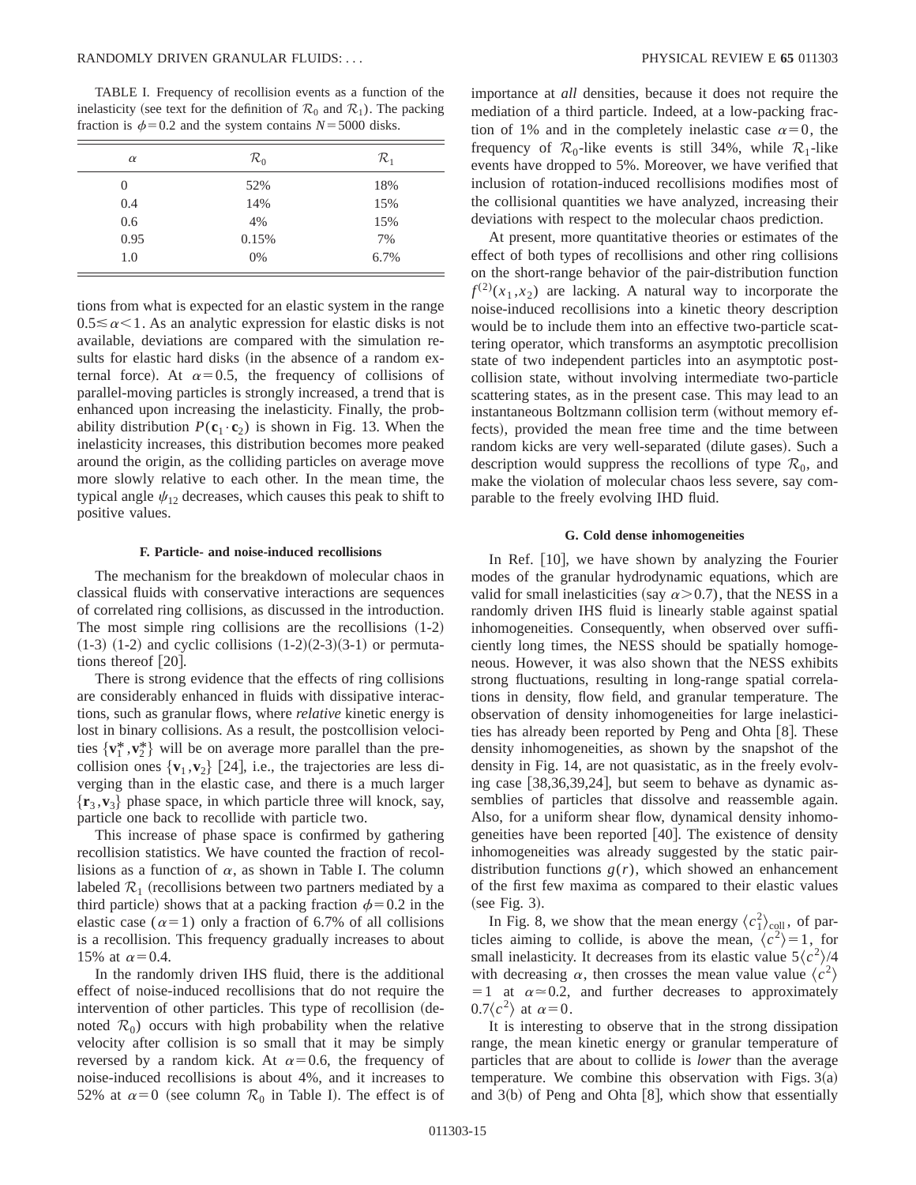TABLE I. Frequency of recollision events as a function of the inelasticity (see text for the definition of $\mathcal{R}_0$ and $\mathcal{R}_1$). The packing fraction is $\phi=0.2$ and the system contains $N=5000$ disks.

| $\alpha$ | $\mathcal{R}_0$ | $\mathcal{R}_1$ |
|---|---|---|
| 0 | 52% | 18% |
| 0.4 | 14% | 15% |
| 0.6 | 4% | 15% |
| 0.95 | 0.15% | 7% |
| 1.0 | 0% | 6.7% |

tions from what is expected for an elastic system in the range $0.5 \lesssim \alpha < 1$. As an analytic expression for elastic disks is not available, deviations are compared with the simulation results for elastic hard disks (in the absence of a random external force). At $\alpha=0.5$, the frequency of collisions of parallel-moving particles is strongly increased, a trend that is enhanced upon increasing the inelasticity. Finally, the probability distribution $P(\mathbf{c}_1\cdot\mathbf{c}_2)$ is shown in Fig. 13. When the inelasticity increases, this distribution becomes more peaked around the origin, as the colliding particles on average move more slowly relative to each other. In the mean time, the typical angle $\psi_{12}$ decreases, which causes this peak to shift to positive values.

### F. Particle- and noise-induced recollisions

The mechanism for the breakdown of molecular chaos in classical fluids with conservative interactions are sequences of correlated ring collisions, as discussed in the introduction. The most simple ring collisions are the recollisions (1-2) (1-3) (1-2) and cyclic collisions (1-2)(2-3)(3-1) or permutations thereof [20].

There is strong evidence that the effects of ring collisions are considerably enhanced in fluids with dissipative interactions, such as granular flows, where *relative* kinetic energy is lost in binary collisions. As a result, the postcollision velocities $\{\mathbf{v}_1^*,\mathbf{v}_2^*\}$ will be on average more parallel than the precollision ones $\{\mathbf{v}_1,\mathbf{v}_2\}$ [24], i.e., the trajectories are less diverging than in the elastic case, and there is a much larger $\{\mathbf{r}_3,\mathbf{v}_3\}$ phase space, in which particle three will knock, say, particle one back to recollide with particle two.

This increase of phase space is confirmed by gathering recollision statistics. We have counted the fraction of recollisions as a function of $\alpha$, as shown in Table I. The column labeled $\mathcal{R}_1$ (recollisions between two partners mediated by a third particle) shows that at a packing fraction $\phi=0.2$ in the elastic case ($\alpha=1$) only a fraction of 6.7% of all collisions is a recollision. This frequency gradually increases to about 15% at $\alpha=0.4$.

In the randomly driven IHS fluid, there is the additional effect of noise-induced recollisions that do not require the intervention of other particles. This type of recollision (denoted $\mathcal{R}_0$) occurs with high probability when the relative velocity after collision is so small that it may be simply reversed by a random kick. At $\alpha=0.6$, the frequency of noise-induced recollisions is about 4%, and it increases to 52% at $\alpha=0$ (see column $\mathcal{R}_0$ in Table I). The effect is of importance at *all* densities, because it does not require the mediation of a third particle. Indeed, at a low-packing fraction of 1% and in the completely inelastic case $\alpha=0$, the frequency of $\mathcal{R}_0$-like events is still 34%, while $\mathcal{R}_1$-like events have dropped to 5%. Moreover, we have verified that inclusion of rotation-induced recollisions modifies most of the collisional quantities we have analyzed, increasing their deviations with respect to the molecular chaos prediction.

At present, more quantitative theories or estimates of the effect of both types of recollisions and other ring collisions on the short-range behavior of the pair-distribution function $f^{(2)}(x_1,x_2)$ are lacking. A natural way to incorporate the noise-induced recollisions into a kinetic theory description would be to include them into an effective two-particle scattering operator, which transforms an asymptotic precollision state of two independent particles into an asymptotic postcollision state, without involving intermediate two-particle scattering states, as in the present case. This may lead to an instantaneous Boltzmann collision term (without memory effects), provided the mean free time and the time between random kicks are very well-separated (dilute gases). Such a description would suppress the recollions of type $\mathcal{R}_0$, and make the violation of molecular chaos less severe, say comparable to the freely evolving IHD fluid.

### G. Cold dense inhomogeneities

In Ref. [10], we have shown by analyzing the Fourier modes of the granular hydrodynamic equations, which are valid for small inelasticities (say $\alpha>0.7$), that the NESS in a randomly driven IHS fluid is linearly stable against spatial inhomogeneities. Consequently, when observed over sufficiently long times, the NESS should be spatially homogeneous. However, it was also shown that the NESS exhibits strong fluctuations, resulting in long-range spatial correlations in density, flow field, and granular temperature. The observation of density inhomogeneities for large inelasticities has already been reported by Peng and Ohta [8]. These density inhomogeneities, as shown by the snapshot of the density in Fig. 14, are not quasistatic, as in the freely evolving case [38,36,39,24], but seem to behave as dynamic assemblies of particles that dissolve and reassemble again. Also, for a uniform shear flow, dynamical density inhomogeneities have been reported [40]. The existence of density inhomogeneities was already suggested by the static pair-distribution functions $g(r)$, which showed an enhancement of the first few maxima as compared to their elastic values (see Fig. 3).

In Fig. 8, we show that the mean energy $\langle c_1^2\rangle_{\mathrm{coll}}$, of particles aiming to collide, is above the mean, $\langle c^2\rangle=1$, for small inelasticity. It decreases from its elastic value $5\langle c^2\rangle/4$ with decreasing $\alpha$, then crosses the mean value value $\langle c^2\rangle=1$ at $\alpha\simeq0.2$, and further decreases to approximately $0.7\langle c^2\rangle$ at $\alpha=0$.

It is interesting to observe that in the strong dissipation range, the mean kinetic energy or granular temperature of particles that are about to collide is *lower* than the average temperature. We combine this observation with Figs. 3(a) and 3(b) of Peng and Ohta [8], which show that essentially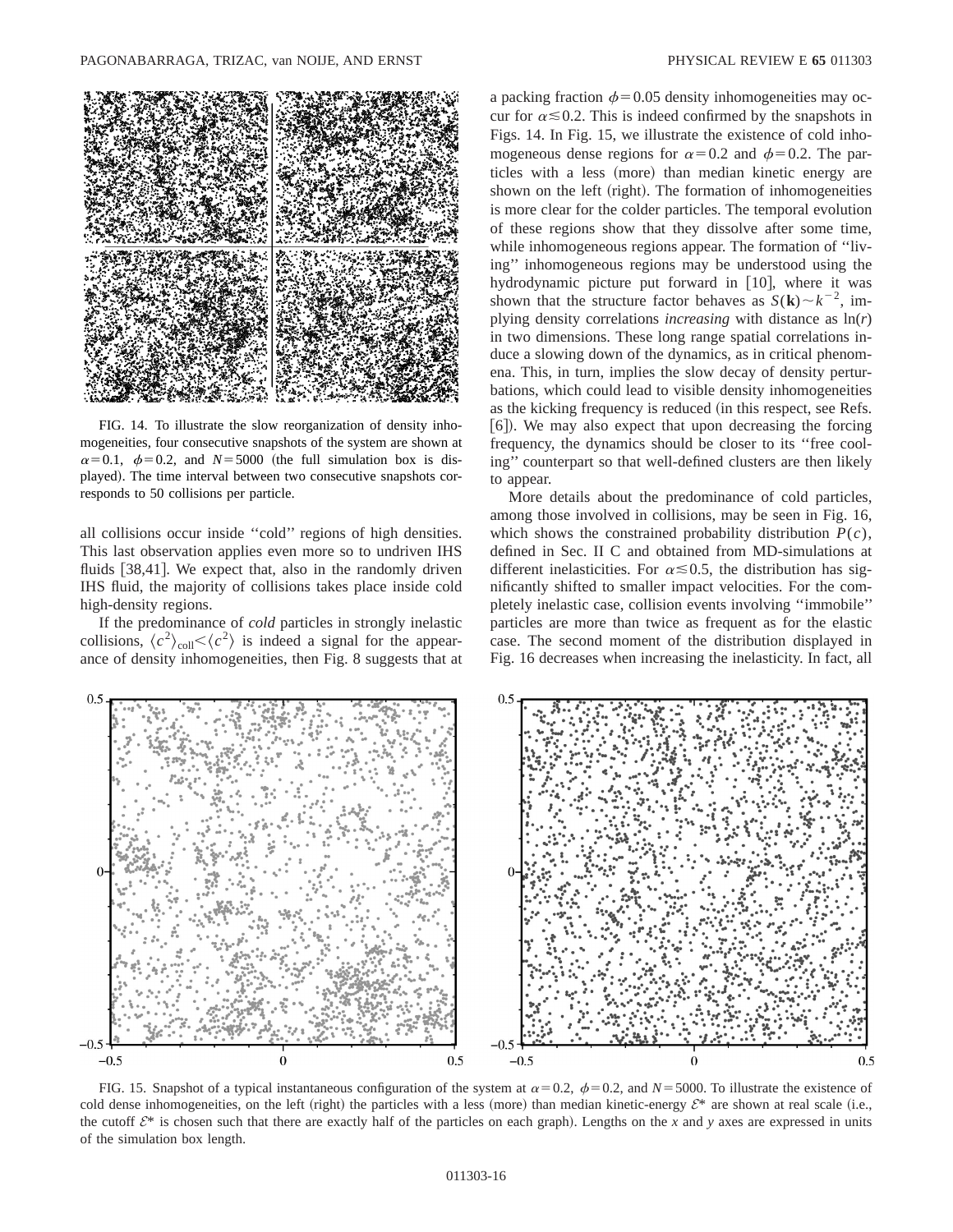FIG. 14. To illustrate the slow reorganization of density inhomogeneities, four consecutive snapshots of the system are shown at $\alpha = 0.1$, $\phi = 0.2$, and $N = 5000$ (the full simulation box is displayed). The time interval between two consecutive snapshots corresponds to 50 collisions per particle.

all collisions occur inside "cold" regions of high densities. This last observation applies even more so to undriven IHS fluids [38,41]. We expect that, also in the randomly driven IHS fluid, the majority of collisions takes place inside cold high-density regions.

If the predominance of *cold* particles in strongly inelastic collisions, $\langle c^2 \rangle_{\rm coll} < \langle c^2 \rangle$ is indeed a signal for the appearance of density inhomogeneities, then Fig. 8 suggests that at a packing fraction $\phi = 0.05$ density inhomogeneities may occur for $\alpha \lesssim 0.2$. This is indeed confirmed by the snapshots in Figs. 14. In Fig. 15, we illustrate the existence of cold inhomogeneous dense regions for $\alpha = 0.2$ and $\phi = 0.2$. The particles with a less (more) than median kinetic energy are shown on the left (right). The formation of inhomogeneities is more clear for the colder particles. The temporal evolution of these regions show that they dissolve after some time, while inhomogeneous regions appear. The formation of "living" inhomogeneous regions may be understood using the hydrodynamic picture put forward in [10], where it was shown that the structure factor behaves as $S(\mathbf{k}) \sim k^{-2}$, implying density correlations *increasing* with distance as $\ln(r)$ in two dimensions. These long range spatial correlations induce a slowing down of the dynamics, as in critical phenomena. This, in turn, implies the slow decay of density perturbations, which could lead to visible density inhomogeneities as the kicking frequency is reduced (in this respect, see Refs. [6]). We may also expect that upon decreasing the forcing frequency, the dynamics should be closer to its "free cooling" counterpart so that well-defined clusters are then likely to appear.

More details about the predominance of cold particles, among those involved in collisions, may be seen in Fig. 16, which shows the constrained probability distribution $P(c)$, defined in Sec. II C and obtained from MD-simulations at different inelasticities. For $\alpha \lesssim 0.5$, the distribution has significantly shifted to smaller impact velocities. For the completely inelastic case, collision events involving "immobile" particles are more than twice as frequent as for the elastic case. The second moment of the distribution displayed in Fig. 16 decreases when increasing the inelasticity. In fact, all

0.5
0
−0.5
−0.5
0
0.5

0.5
0
−0.5
−0.5
0
0.5

FIG. 15. Snapshot of a typical instantaneous configuration of the system at $\alpha = 0.2$, $\phi = 0.2$, and $N = 5000$. To illustrate the existence of cold dense inhomogeneities, on the left (right) the particles with a less (more) than median kinetic-energy $\mathcal{E}^*$ are shown at real scale (i.e., the cutoff $\mathcal{E}^*$ is chosen such that there are exactly half of the particles on each graph). Lengths on the $x$ and $y$ axes are expressed in units of the simulation box length.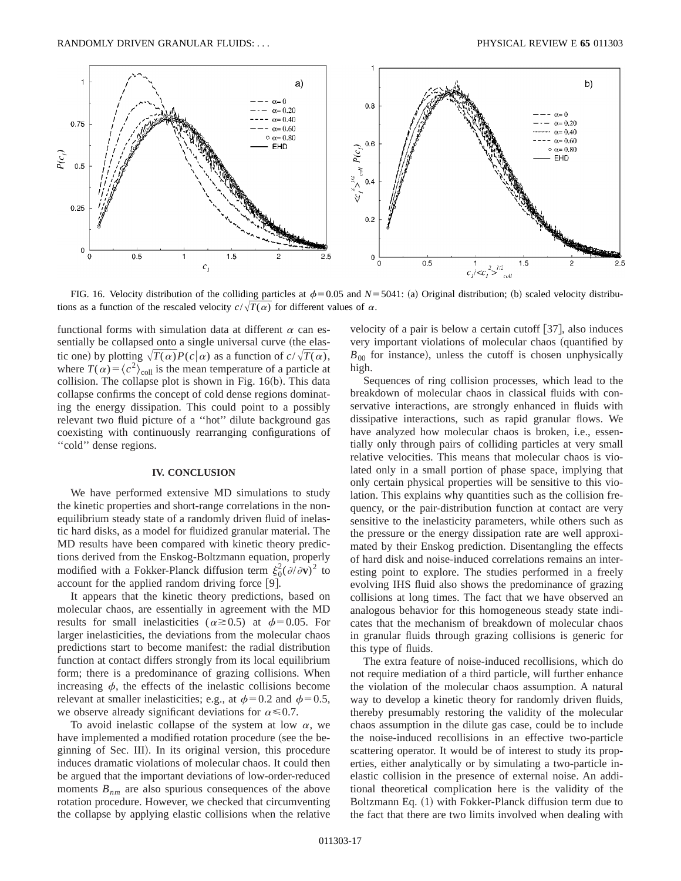a)

1

0.75

$P(c_1)$

0.5

0.25

0

0 0.5 1 1.5 2 2.5

$c_1$

α= 0
α= 0.20
α= 0.40
α= 0.60
α= 0.80
EHD

b)

1

0.8

$\langle c_1^2 \rangle_{coll}^{1/2} P(c_1)$

0.6

0.4

0.2

0

0 0.5 1 1.5 2 2.5

$c_1/\langle c_1^2 \rangle_{coll}^{1/2}$

α= 0
α= 0.20
α= 0.40
α= 0.60
α= 0.80
EHD

FIG. 16. Velocity distribution of the colliding particles at $\phi=0.05$ and $N=5041$: (a) Original distribution; (b) scaled velocity distributions as a function of the rescaled velocity $c/\sqrt{T(\alpha)}$ for different values of $\alpha$.

functional forms with simulation data at different $\alpha$ can essentially be collapsed onto a single universal curve (the elastic one) by plotting $\sqrt{T(\alpha)}P(c|\alpha)$ as a function of $c/\sqrt{T(\alpha)}$, where $T(\alpha)=\langle c^2\rangle_{\rm coll}$ is the mean temperature of a particle at collision. The collapse plot is shown in Fig. 16(b). This data collapse confirms the concept of cold dense regions dominating the energy dissipation. This could point to a possibly relevant two fluid picture of a ''hot'' dilute background gas coexisting with continuously rearranging configurations of ''cold'' dense regions.

## IV. CONCLUSION

We have performed extensive MD simulations to study the kinetic properties and short-range correlations in the nonequilibrium steady state of a randomly driven fluid of inelastic hard disks, as a model for fluidized granular material. The MD results have been compared with kinetic theory predictions derived from the Enskog-Boltzmann equation, properly modified with a Fokker-Planck diffusion term $\xi_0^2(\partial/\partial\mathbf{v})^2$ to account for the applied random driving force [9].

It appears that the kinetic theory predictions, based on molecular chaos, are essentially in agreement with the MD results for small inelasticities ($\alpha\gtrsim0.5$) at $\phi=0.05$. For larger inelasticities, the deviations from the molecular chaos predictions start to become manifest: the radial distribution function at contact differs strongly from its local equilibrium form; there is a predominance of grazing collisions. When increasing $\phi$, the effects of the inelastic collisions become relevant at smaller inelasticities; e.g., at $\phi=0.2$ and $\phi=0.5$, we observe already significant deviations for $\alpha\leqslant0.7$.

To avoid inelastic collapse of the system at low $\alpha$, we have implemented a modified rotation procedure (see the beginning of Sec. III). In its original version, this procedure induces dramatic violations of molecular chaos. It could then be argued that the important deviations of low-order-reduced moments $B_{nm}$ are also spurious consequences of the above rotation procedure. However, we checked that circumventing the collapse by applying elastic collisions when the relative velocity of a pair is below a certain cutoff [37], also induces very important violations of molecular chaos (quantified by $B_{00}$ for instance), unless the cutoff is chosen unphysically high.

Sequences of ring collision processes, which lead to the breakdown of molecular chaos in classical fluids with conservative interactions, are strongly enhanced in fluids with dissipative interactions, such as rapid granular flows. We have analyzed how molecular chaos is broken, i.e., essentially only through pairs of colliding particles at very small relative velocities. This means that molecular chaos is violated only in a small portion of phase space, implying that only certain physical properties will be sensitive to this violation. This explains why quantities such as the collision frequency, or the pair-distribution function at contact are very sensitive to the inelasticity parameters, while others such as the pressure or the energy dissipation rate are well approximated by their Enskog prediction. Disentangling the effects of hard disk and noise-induced correlations remains an interesting point to explore. The studies performed in a freely evolving IHS fluid also shows the predominance of grazing collisions at long times. The fact that we have observed an analogous behavior for this homogeneous steady state indicates that the mechanism of breakdown of molecular chaos in granular fluids through grazing collisions is generic for this type of fluids.

The extra feature of noise-induced recollisions, which do not require mediation of a third particle, will further enhance the violation of the molecular chaos assumption. A natural way to develop a kinetic theory for randomly driven fluids, thereby presumably restoring the validity of the molecular chaos assumption in the dilute gas case, could be to include the noise-induced recollisions in an effective two-particle scattering operator. It would be of interest to study its properties, either analytically or by simulating a two-particle inelastic collision in the presence of external noise. An additional theoretical complication here is the validity of the Boltzmann Eq. (1) with Fokker-Planck diffusion term due to the fact that there are two limits involved when dealing with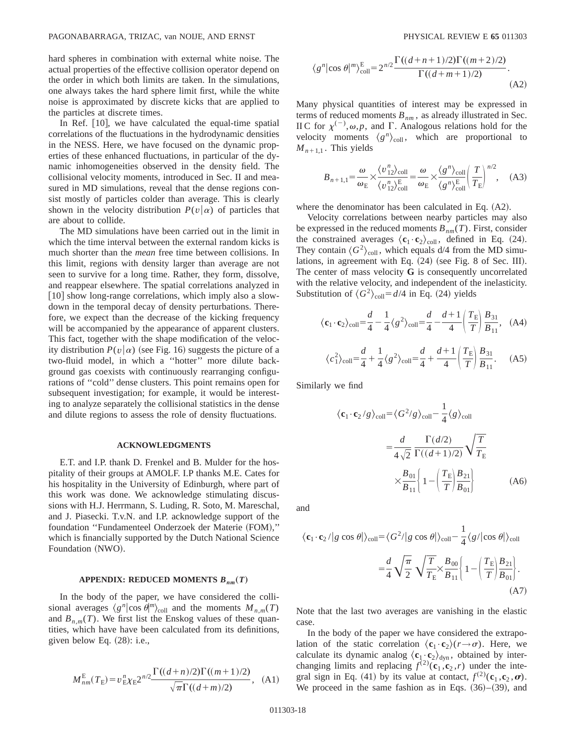hard spheres in combination with external white noise. The actual properties of the effective collision operator depend on the order in which both limits are taken. In the simulations, one always takes the hard sphere limit first, while the white noise is approximated by discrete kicks that are applied to the particles at discrete times.

In Ref. [10], we have calculated the equal-time spatial correlations of the fluctuations in the hydrodynamic densities in the NESS. Here, we have focused on the dynamic properties of these enhanced fluctuations, in particular of the dynamic inhomogeneities observed in the density field. The collisional velocity moments, introduced in Sec. II and measured in MD simulations, reveal that the dense regions consist mostly of particles colder than average. This is clearly shown in the velocity distribution $P(v|\alpha)$ of particles that are about to collide.

The MD simulations have been carried out in the limit in which the time interval between the external random kicks is much shorter than the *mean* free time between collisions. In this limit, regions with density larger than average are not seen to survive for a long time. Rather, they form, dissolve, and reappear elsewhere. The spatial correlations analyzed in [10] show long-range correlations, which imply also a slowdown in the temporal decay of density perturbations. Therefore, we expect than the decrease of the kicking frequency will be accompanied by the appearance of apparent clusters. This fact, together with the shape modification of the velocity distribution $P(v|\alpha)$ (see Fig. 16) suggests the picture of a two-fluid model, in which a "hotter" more dilute background gas coexists with continuously rearranging configurations of "cold" dense clusters. This point remains open for subsequent investigation; for example, it would be interesting to analyze separately the collisional statistics in the dense and dilute regions to assess the role of density fluctuations.

## ACKNOWLEDGMENTS

E.T. and I.P. thank D. Frenkel and B. Mulder for the hospitality of their groups at AMOLF. I.P thanks M.E. Cates for his hospitality in the University of Edinburgh, where part of this work was done. We acknowledge stimulating discussions with H.J. Herrmann, S. Luding, R. Soto, M. Mareschal, and J. Piasecki. T.v.N. and I.P. acknowledge support of the foundation "Fundamenteel Onderzoek der Materie (FOM)," which is financially supported by the Dutch National Science Foundation (NWO).

## APPENDIX: REDUCED MOMENTS $B_{nm}(T)$

In the body of the paper, we have considered the collisional averages $\langle g^n|\cos\theta|^m\rangle_{\rm coll}$ and the moments $M_{n,m}(T)$ and $B_{n,m}(T)$. We first list the Enskog values of these quantities, which have been calculated from its definitions, given below Eq. (28): i.e.,

$$M^{\rm E}_{nm}(T_{\rm E}) = v^n_{\rm E}\chi_{\rm E}2^{n/2}\frac{\Gamma((d+n)/2)\Gamma((m+1)/2)}{\sqrt{\pi}\Gamma((d+m)/2)}, \quad \text{(A1)}$$

$$\langle g^n|\cos\theta|^m\rangle^{\rm E}_{\rm coll} = 2^{n/2}\frac{\Gamma((d+n+1)/2)\Gamma((m+2)/2)}{\Gamma((d+m+1)/2)}. \quad \text{(A2)}$$

Many physical quantities of interest may be expressed in terms of reduced moments $B_{nm}$, as already illustrated in Sec. II C for $\chi^{(-)},\omega,p$, and $\Gamma$. Analogous relations hold for the velocity moments $\langle g^n\rangle_{\rm coll}$, which are proportional to $M_{n+1,1}$. This yields

$$B_{n+1,1} = \frac{\omega}{\omega_{\rm E}}\times\frac{\langle v^n_{12}\rangle_{\rm coll}}{\langle v^n_{12}\rangle^{\rm E}_{\rm coll}} = \frac{\omega}{\omega_{\rm E}}\times\frac{\langle g^n\rangle_{\rm coll}}{\langle g^n\rangle^{\rm E}_{\rm coll}}\left(\frac{T}{T_{\rm E}}\right)^{n/2}, \quad \text{(A3)}$$

where the denominator has been calculated in Eq. (A2).

Velocity correlations between nearby particles may also be expressed in the reduced moments $B_{nm}(T)$. First, consider the constrained averages $\langle \mathbf{c}_1\cdot\mathbf{c}_2\rangle_{\rm coll}$, defined in Eq. (24). They contain $\langle G^2\rangle_{\rm coll}$, which equals d/4 from the MD simulations, in agreement with Eq. (24) (see Fig. 8 of Sec. III). The center of mass velocity $\mathbf{G}$ is consequently uncorrelated with the relative velocity, and independent of the inelasticity. Substitution of $\langle G^2\rangle_{\rm coll}=d/4$ in Eq. (24) yields

$$\langle \mathbf{c}_1\cdot\mathbf{c}_2\rangle_{\rm coll} = \frac{d}{4} - \frac{1}{4}\langle g^2\rangle_{\rm coll} = \frac{d}{4} - \frac{d+1}{4}\left(\frac{T_{\rm E}}{T}\right)\frac{B_{31}}{B_{11}}, \quad \text{(A4)}$$

$$\langle c_1^2\rangle_{\rm coll} = \frac{d}{4} + \frac{1}{4}\langle g^2\rangle_{\rm coll} = \frac{d}{4} + \frac{d+1}{4}\left(\frac{T_{\rm E}}{T}\right)\frac{B_{31}}{B_{11}}. \quad \text{(A5)}$$

Similarly we find

$$\begin{aligned}\langle \mathbf{c}_1\cdot\mathbf{c}_2/g\rangle_{\rm coll} &= \langle G^2/g\rangle_{\rm coll} - \frac{1}{4}\langle g\rangle_{\rm coll}\\ &= \frac{d}{4\sqrt{2}}\frac{\Gamma(d/2)}{\Gamma((d+1)/2)}\sqrt{\frac{T}{T_{\rm E}}}\\ &\quad\times\frac{B_{01}}{B_{11}}\left\{1-\left(\frac{T_{\rm E}}{T}\right)\frac{B_{21}}{B_{01}}\right\} \quad \text{(A6)}\end{aligned}$$

and

$$\begin{aligned}\langle \mathbf{c}_1\cdot\mathbf{c}_2/|g\cos\theta|\rangle_{\rm coll} &= \langle G^2/|g\cos\theta|\rangle_{\rm coll} - \frac{1}{4}\langle g/|\cos\theta|\rangle_{\rm coll}\\ &= \frac{d}{4}\sqrt{\frac{\pi}{2}}\sqrt{\frac{T}{T_{\rm E}}}\times\frac{B_{00}}{B_{11}}\left\{1-\left(\frac{T_{\rm E}}{T}\right)\frac{B_{21}}{B_{01}}\right\}. \quad \text{(A7)}\end{aligned}$$

Note that the last two averages are vanishing in the elastic case.

In the body of the paper we have considered the extrapolation of the static correlation $\langle \mathbf{c}_1\cdot\mathbf{c}_2\rangle(r\to\sigma)$. Here, we calculate its dynamic analog $\langle \mathbf{c}_1\cdot\mathbf{c}_2\rangle_{\rm dyn}$, obtained by interchanging limits and replacing $f^{(2)}(\mathbf{c}_1,\mathbf{c}_2,r)$ under the integral sign in Eq. (41) by its value at contact, $f^{(2)}(\mathbf{c}_1,\mathbf{c}_2,\boldsymbol{\sigma})$. We proceed in the same fashion as in Eqs. (36)–(39), and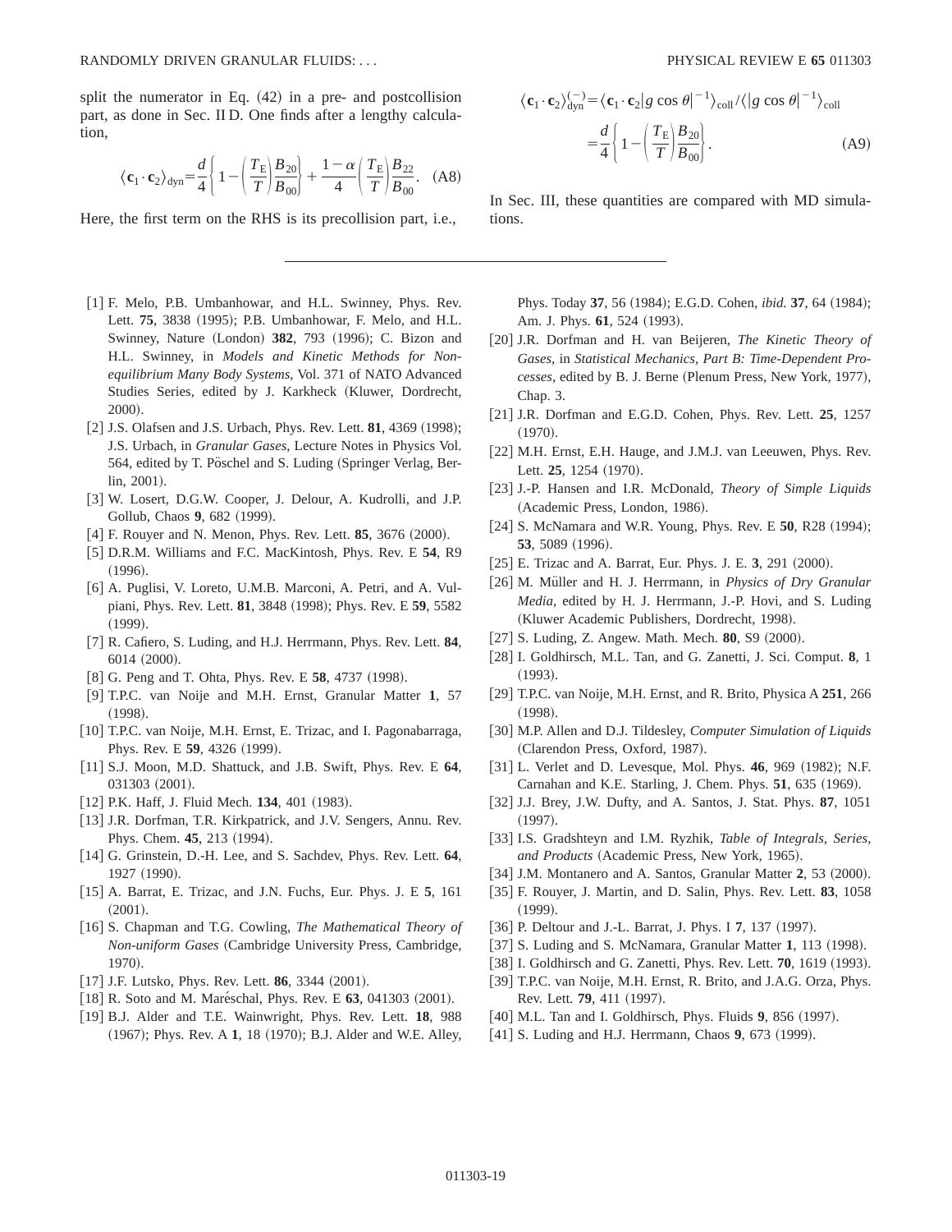split the numerator in Eq. (42) in a pre- and postcollision part, as done in Sec. II D. One finds after a lengthy calculation,

$$\langle \mathbf{c}_1 \cdot \mathbf{c}_2 \rangle_{\text{dyn}} = \frac{d}{4} \left\{ 1 - \left( \frac{T_{\text{E}}}{T} \right) \frac{B_{20}}{B_{00}} \right\} + \frac{1-\alpha}{4} \left( \frac{T_{\text{E}}}{T} \right) \frac{B_{22}}{B_{00}}. \quad \text{(A8)}$$

Here, the first term on the RHS is its precollision part, i.e.,

$$\langle \mathbf{c}_1 \cdot \mathbf{c}_2 \rangle_{\text{dyn}}^{(-)} = \langle \mathbf{c}_1 \cdot \mathbf{c}_2 | g \cos\theta |^{-1} \rangle_{\text{coll}} / \langle | g \cos\theta |^{-1} \rangle_{\text{coll}}$$
$$= \frac{d}{4} \left\{ 1 - \left( \frac{T_{\text{E}}}{T} \right) \frac{B_{20}}{B_{00}} \right\}. \quad \text{(A9)}$$

In Sec. III, these quantities are compared with MD simulations.

---

[1] F. Melo, P.B. Umbanhowar, and H.L. Swinney, Phys. Rev. Lett. **75**, 3838 (1995); P.B. Umbanhowar, F. Melo, and H.L. Swinney, Nature (London) **382**, 793 (1996); C. Bizon and H.L. Swinney, in *Models and Kinetic Methods for Non-equilibrium Many Body Systems*, Vol. 371 of NATO Advanced Studies Series, edited by J. Karkheck (Kluwer, Dordrecht, 2000).

[2] J.S. Olafsen and J.S. Urbach, Phys. Rev. Lett. **81**, 4369 (1998); J.S. Urbach, in *Granular Gases*, Lecture Notes in Physics Vol. 564, edited by T. Pöschel and S. Luding (Springer Verlag, Berlin, 2001).

[3] W. Losert, D.G.W. Cooper, J. Delour, A. Kudrolli, and J.P. Gollub, Chaos **9**, 682 (1999).

[4] F. Rouyer and N. Menon, Phys. Rev. Lett. **85**, 3676 (2000).

[5] D.R.M. Williams and F.C. MacKintosh, Phys. Rev. E **54**, R9 (1996).

[6] A. Puglisi, V. Loreto, U.M.B. Marconi, A. Petri, and A. Vulpiani, Phys. Rev. Lett. **81**, 3848 (1998); Phys. Rev. E **59**, 5582 (1999).

[7] R. Cafiero, S. Luding, and H.J. Herrmann, Phys. Rev. Lett. **84**, 6014 (2000).

[8] G. Peng and T. Ohta, Phys. Rev. E **58**, 4737 (1998).

[9] T.P.C. van Noije and M.H. Ernst, Granular Matter **1**, 57 (1998).

[10] T.P.C. van Noije, M.H. Ernst, E. Trizac, and I. Pagonabarraga, Phys. Rev. E **59**, 4326 (1999).

[11] S.J. Moon, M.D. Shattuck, and J.B. Swift, Phys. Rev. E **64**, 031303 (2001).

[12] P.K. Haff, J. Fluid Mech. **134**, 401 (1983).

[13] J.R. Dorfman, T.R. Kirkpatrick, and J.V. Sengers, Annu. Rev. Phys. Chem. **45**, 213 (1994).

[14] G. Grinstein, D.-H. Lee, and S. Sachdev, Phys. Rev. Lett. **64**, 1927 (1990).

[15] A. Barrat, E. Trizac, and J.N. Fuchs, Eur. Phys. J. E **5**, 161 (2001).

[16] S. Chapman and T.G. Cowling, *The Mathematical Theory of Non-uniform Gases* (Cambridge University Press, Cambridge, 1970).

[17] J.F. Lutsko, Phys. Rev. Lett. **86**, 3344 (2001).

[18] R. Soto and M. Maréschal, Phys. Rev. E **63**, 041303 (2001).

[19] B.J. Alder and T.E. Wainwright, Phys. Rev. Lett. **18**, 988 (1967); Phys. Rev. A **1**, 18 (1970); B.J. Alder and W.E. Alley, Phys. Today **37**, 56 (1984); E.G.D. Cohen, *ibid.* **37**, 64 (1984); Am. J. Phys. **61**, 524 (1993).

[20] J.R. Dorfman and H. van Beijeren, *The Kinetic Theory of Gases*, in *Statistical Mechanics, Part B: Time-Dependent Processes*, edited by B. J. Berne (Plenum Press, New York, 1977), Chap. 3.

[21] J.R. Dorfman and E.G.D. Cohen, Phys. Rev. Lett. **25**, 1257 (1970).

[22] M.H. Ernst, E.H. Hauge, and J.M.J. van Leeuwen, Phys. Rev. Lett. **25**, 1254 (1970).

[23] J.-P. Hansen and I.R. McDonald, *Theory of Simple Liquids* (Academic Press, London, 1986).

[24] S. McNamara and W.R. Young, Phys. Rev. E **50**, R28 (1994); **53**, 5089 (1996).

[25] E. Trizac and A. Barrat, Eur. Phys. J. E. **3**, 291 (2000).

[26] M. Müller and H. J. Herrmann, in *Physics of Dry Granular Media*, edited by H. J. Herrmann, J.-P. Hovi, and S. Luding (Kluwer Academic Publishers, Dordrecht, 1998).

[27] S. Luding, Z. Angew. Math. Mech. **80**, S9 (2000).

[28] I. Goldhirsch, M.L. Tan, and G. Zanetti, J. Sci. Comput. **8**, 1 (1993).

[29] T.P.C. van Noije, M.H. Ernst, and R. Brito, Physica A **251**, 266 (1998).

[30] M.P. Allen and D.J. Tildesley, *Computer Simulation of Liquids* (Clarendon Press, Oxford, 1987).

[31] L. Verlet and D. Levesque, Mol. Phys. **46**, 969 (1982); N.F. Carnahan and K.E. Starling, J. Chem. Phys. **51**, 635 (1969).

[32] J.J. Brey, J.W. Dufty, and A. Santos, J. Stat. Phys. **87**, 1051 (1997).

[33] I.S. Gradshteyn and I.M. Ryzhik, *Table of Integrals, Series, and Products* (Academic Press, New York, 1965).

[34] J.M. Montanero and A. Santos, Granular Matter **2**, 53 (2000).

[35] F. Rouyer, J. Martin, and D. Salin, Phys. Rev. Lett. **83**, 1058 (1999).

[36] P. Deltour and J.-L. Barrat, J. Phys. I **7**, 137 (1997).

[37] S. Luding and S. McNamara, Granular Matter **1**, 113 (1998).

[38] I. Goldhirsch and G. Zanetti, Phys. Rev. Lett. **70**, 1619 (1993).

[39] T.P.C. van Noije, M.H. Ernst, R. Brito, and J.A.G. Orza, Phys. Rev. Lett. **79**, 411 (1997).

[40] M.L. Tan and I. Goldhirsch, Phys. Fluids **9**, 856 (1997).

[41] S. Luding and H.J. Herrmann, Chaos **9**, 673 (1999).